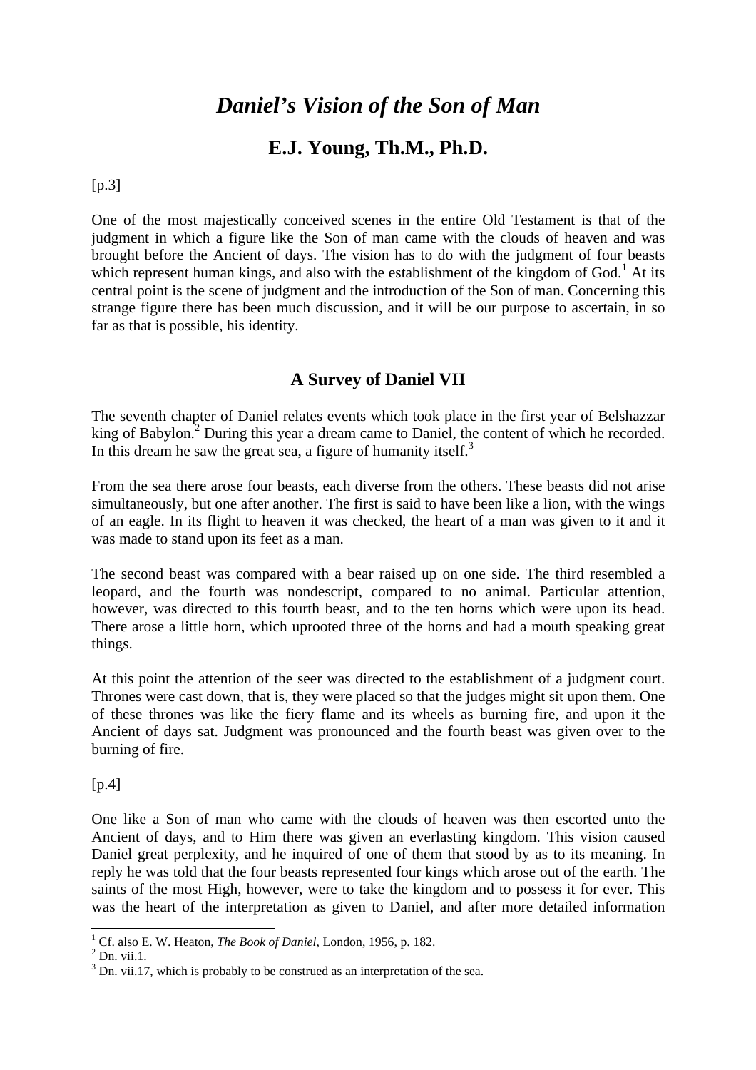# *Daniel's Vision of the Son of Man*

## E.J. Young, Th.M., Ph.D.

[p.3]

One of the most majestically conceived scenes in the entire Old Testament is that of the judgment in which a figure like the Son of man came with the clouds of heaven and was brought before the Ancient of days. The vision has to do with the judgment of four beasts which represent human kings, and also with the establishment of the kingdom of God.[1] At its central point is the scene of judgment and the introduction of the Son of man. Concerning this strange figure there has been much discussion, and it will be our purpose to ascertain, in so far as that is possible, his identity.

### A Survey of Daniel VII

The seventh chapter of Daniel relates events which took place in the first year of Belshazzar king of Babylon.[2] During this year a dream came to Daniel, the content of which he recorded. In this dream he saw the great sea, a figure of humanity itself.[3]

From the sea there arose four beasts, each diverse from the others. These beasts did not arise simultaneously, but one after another. The first is said to have been like a lion, with the wings of an eagle. In its flight to heaven it was checked, the heart of a man was given to it and it was made to stand upon its feet as a man.

The second beast was compared with a bear raised up on one side. The third resembled a leopard, and the fourth was nondescript, compared to no animal. Particular attention, however, was directed to this fourth beast, and to the ten horns which were upon its head. There arose a little horn, which uprooted three of the horns and had a mouth speaking great things.

At this point the attention of the seer was directed to the establishment of a judgment court. Thrones were cast down, that is, they were placed so that the judges might sit upon them. One of these thrones was like the fiery flame and its wheels as burning fire, and upon it the Ancient of days sat. Judgment was pronounced and the fourth beast was given over to the burning of fire.

[p.4]

One like a Son of man who came with the clouds of heaven was then escorted unto the Ancient of days, and to Him there was given an everlasting kingdom. This vision caused Daniel great perplexity, and he inquired of one of them that stood by as to its meaning. In reply he was told that the four beasts represented four kings which arose out of the earth. The saints of the most High, however, were to take the kingdom and to possess it for ever. This was the heart of the interpretation as given to Daniel, and after more detailed information

---

[1] Cf. also E. W. Heaton, *The Book of Daniel,* London, 1956, p. 182.

[2] Dn. vii.1.

[3] Dn. vii.17, which is probably to be construed as an interpretation of the sea.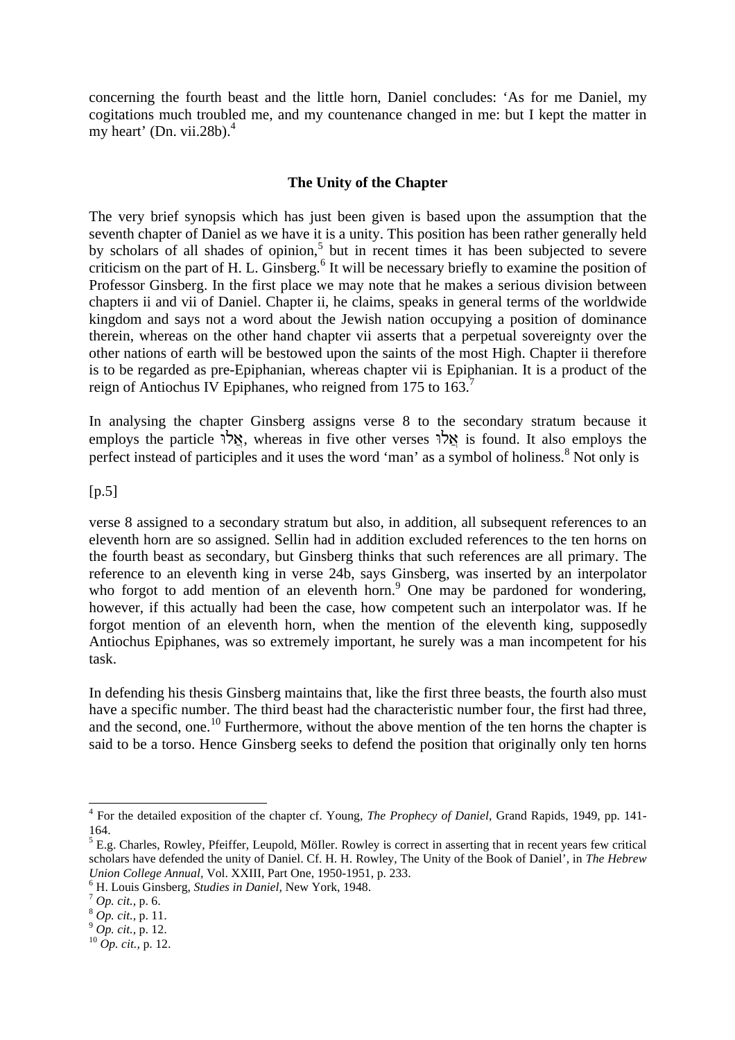concerning the fourth beast and the little horn, Daniel concludes: 'As for me Daniel, my cogitations much troubled me, and my countenance changed in me: but I kept the matter in my heart' (Dn. vii.28b).[4]

### The Unity of the Chapter

The very brief synopsis which has just been given is based upon the assumption that the seventh chapter of Daniel as we have it is a unity. This position has been rather generally held by scholars of all shades of opinion,[5] but in recent times it has been subjected to severe criticism on the part of H. L. Ginsberg.[6] It will be necessary briefly to examine the position of Professor Ginsberg. In the first place we may note that he makes a serious division between chapters ii and vii of Daniel. Chapter ii, he claims, speaks in general terms of the worldwide kingdom and says not a word about the Jewish nation occupying a position of dominance therein, whereas on the other hand chapter vii asserts that a perpetual sovereignty over the other nations of earth will be bestowed upon the saints of the most High. Chapter ii therefore is to be regarded as pre-Epiphanian, whereas chapter vii is Epiphanian. It is a product of the reign of Antiochus IV Epiphanes, who reigned from 175 to 163.[7]

In analysing the chapter Ginsberg assigns verse 8 to the secondary stratum because it employs the particle אֲלוּ, whereas in five other verses אֲלוּ is found. It also employs the perfect instead of participles and it uses the word 'man' as a symbol of holiness.[8] Not only is

[p.5]

verse 8 assigned to a secondary stratum but also, in addition, all subsequent references to an eleventh horn are so assigned. Sellin had in addition excluded references to the ten horns on the fourth beast as secondary, but Ginsberg thinks that such references are all primary. The reference to an eleventh king in verse 24b, says Ginsberg, was inserted by an interpolator who forgot to add mention of an eleventh horn.[9] One may be pardoned for wondering, however, if this actually had been the case, how competent such an interpolator was. If he forgot mention of an eleventh horn, when the mention of the eleventh king, supposedly Antiochus Epiphanes, was so extremely important, he surely was a man incompetent for his task.

In defending his thesis Ginsberg maintains that, like the first three beasts, the fourth also must have a specific number. The third beast had the characteristic number four, the first had three, and the second, one.[10] Furthermore, without the above mention of the ten horns the chapter is said to be a torso. Hence Ginsberg seeks to defend the position that originally only ten horns

---

[4] For the detailed exposition of the chapter cf. Young, *The Prophecy of Daniel*, Grand Rapids, 1949, pp. 141-164.

[5] E.g. Charles, Rowley, Pfeiffer, Leupold, MöIler. Rowley is correct in asserting that in recent years few critical scholars have defended the unity of Daniel. Cf. H. H. Rowley, The Unity of the Book of Daniel', in *The Hebrew Union College Annual*, Vol. XXIII, Part One, 1950-1951, p. 233.

[6] H. Louis Ginsberg, *Studies in Daniel*, New York, 1948.

[7] *Op. cit.*, p. 6.

[8] *Op. cit.*, p. 11.

[9] *Op. cit.*, p. 12.

[10] *Op. cit.*, p. 12.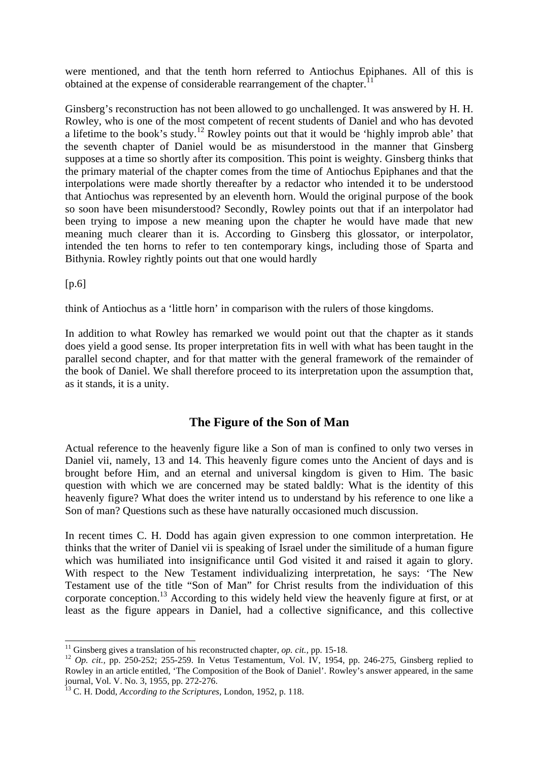were mentioned, and that the tenth horn referred to Antiochus Epiphanes. All of this is obtained at the expense of considerable rearrangement of the chapter.[11]

Ginsberg's reconstruction has not been allowed to go unchallenged. It was answered by H. H. Rowley, who is one of the most competent of recent students of Daniel and who has devoted a lifetime to the book's study.[12] Rowley points out that it would be 'highly improb able' that the seventh chapter of Daniel would be as misunderstood in the manner that Ginsberg supposes at a time so shortly after its composition. This point is weighty. Ginsberg thinks that the primary material of the chapter comes from the time of Antiochus Epiphanes and that the interpolations were made shortly thereafter by a redactor who intended it to be understood that Antiochus was represented by an eleventh horn. Would the original purpose of the book so soon have been misunderstood? Secondly, Rowley points out that if an interpolator had been trying to impose a new meaning upon the chapter he would have made that new meaning much clearer than it is. According to Ginsberg this glossator, or interpolator, intended the ten horns to refer to ten contemporary kings, including those of Sparta and Bithynia. Rowley rightly points out that one would hardly

[p.6]

think of Antiochus as a 'little horn' in comparison with the rulers of those kingdoms.

In addition to what Rowley has remarked we would point out that the chapter as it stands does yield a good sense. Its proper interpretation fits in well with what has been taught in the parallel second chapter, and for that matter with the general framework of the remainder of the book of Daniel. We shall therefore proceed to its interpretation upon the assumption that, as it stands, it is a unity.

## The Figure of the Son of Man

Actual reference to the heavenly figure like a Son of man is confined to only two verses in Daniel vii, namely, 13 and 14. This heavenly figure comes unto the Ancient of days and is brought before Him, and an eternal and universal kingdom is given to Him. The basic question with which we are concerned may be stated baldly: What is the identity of this heavenly figure? What does the writer intend us to understand by his reference to one like a Son of man? Questions such as these have naturally occasioned much discussion.

In recent times C. H. Dodd has again given expression to one common interpretation. He thinks that the writer of Daniel vii is speaking of Israel under the similitude of a human figure which was humiliated into insignificance until God visited it and raised it again to glory. With respect to the New Testament individualizing interpretation, he says: 'The New Testament use of the title "Son of Man" for Christ results from the individuation of this corporate conception.[13] According to this widely held view the heavenly figure at first, or at least as the figure appears in Daniel, had a collective significance, and this collective

---

[11] Ginsberg gives a translation of his reconstructed chapter, *op. cit.*, pp. 15-18.

[12] *Op. cit.*, pp. 250-252; 255-259. In Vetus Testamentum, Vol. IV, 1954, pp. 246-275, Ginsberg replied to Rowley in an article entitled, 'The Composition of the Book of Daniel'. Rowley's answer appeared, in the same journal, Vol. V. No. 3, 1955, pp. 272-276.

[13] C. H. Dodd, *According to the Scriptures*, London, 1952, p. 118.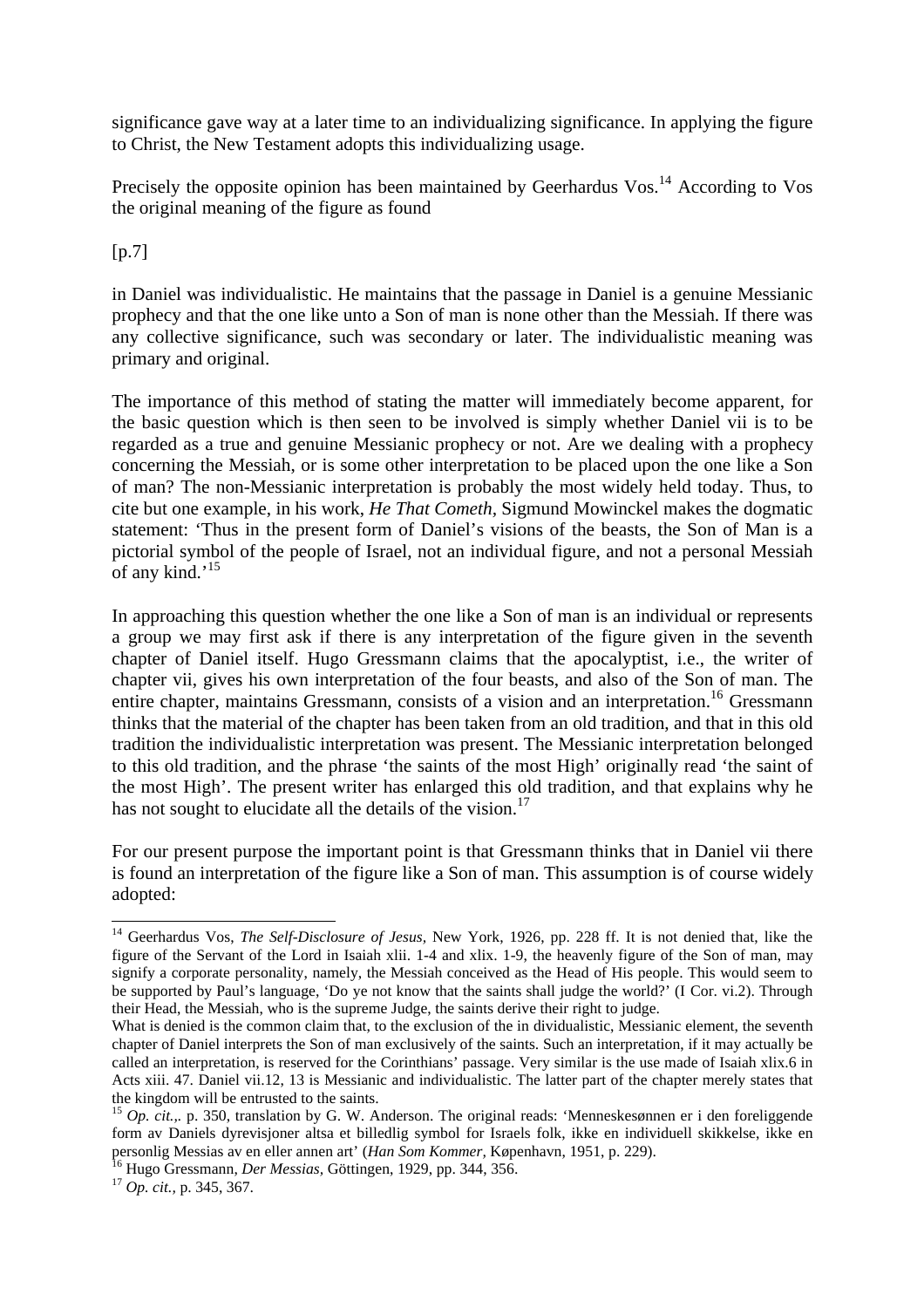significance gave way at a later time to an individualizing significance. In applying the figure to Christ, the New Testament adopts this individualizing usage.

Precisely the opposite opinion has been maintained by Geerhardus Vos.[14] According to Vos the original meaning of the figure as found

[p.7]

in Daniel was individualistic. He maintains that the passage in Daniel is a genuine Messianic prophecy and that the one like unto a Son of man is none other than the Messiah. If there was any collective significance, such was secondary or later. The individualistic meaning was primary and original.

The importance of this method of stating the matter will immediately become apparent, for the basic question which is then seen to be involved is simply whether Daniel vii is to be regarded as a true and genuine Messianic prophecy or not. Are we dealing with a prophecy concerning the Messiah, or is some other interpretation to be placed upon the one like a Son of man? The non-Messianic interpretation is probably the most widely held today. Thus, to cite but one example, in his work, *He That Cometh*, Sigmund Mowinckel makes the dogmatic statement: 'Thus in the present form of Daniel's visions of the beasts, the Son of Man is a pictorial symbol of the people of Israel, not an individual figure, and not a personal Messiah of any kind.'[15]

In approaching this question whether the one like a Son of man is an individual or represents a group we may first ask if there is any interpretation of the figure given in the seventh chapter of Daniel itself. Hugo Gressmann claims that the apocalyptist, i.e., the writer of chapter vii, gives his own interpretation of the four beasts, and also of the Son of man. The entire chapter, maintains Gressmann, consists of a vision and an interpretation.[16] Gressmann thinks that the material of the chapter has been taken from an old tradition, and that in this old tradition the individualistic interpretation was present. The Messianic interpretation belonged to this old tradition, and the phrase 'the saints of the most High' originally read 'the saint of the most High'. The present writer has enlarged this old tradition, and that explains why he has not sought to elucidate all the details of the vision.[17]

For our present purpose the important point is that Gressmann thinks that in Daniel vii there is found an interpretation of the figure like a Son of man. This assumption is of course widely adopted:

---

[14] Geerhardus Vos, *The Self-Disclosure of Jesus*, New York, 1926, pp. 228 ff. It is not denied that, like the figure of the Servant of the Lord in Isaiah xlii. 1-4 and xlix. 1-9, the heavenly figure of the Son of man, may signify a corporate personality, namely, the Messiah conceived as the Head of His people. This would seem to be supported by Paul's language, 'Do ye not know that the saints shall judge the world?' (I Cor. vi.2). Through their Head, the Messiah, who is the supreme Judge, the saints derive their right to judge.
What is denied is the common claim that, to the exclusion of the in dividualistic, Messianic element, the seventh chapter of Daniel interprets the Son of man exclusively of the saints. Such an interpretation, if it may actually be called an interpretation, is reserved for the Corinthians' passage. Very similar is the use made of Isaiah xlix.6 in Acts xiii. 47. Daniel vii.12, 13 is Messianic and individualistic. The latter part of the chapter merely states that the kingdom will be entrusted to the saints.

[15] *Op. cit.,*. p. 350, translation by G. W. Anderson. The original reads: 'Menneskesønnen er i den foreliggende form av Daniels dyrevisjoner altsa et billedlig symbol for Israels folk, ikke en individuell skikkelse, ikke en personlig Messias av en eller annen art' (*Han Som Kommer*, København, 1951, p. 229).

[16] Hugo Gressmann, *Der Messias*, Göttingen, 1929, pp. 344, 356.

[17] *Op. cit.*, p. 345, 367.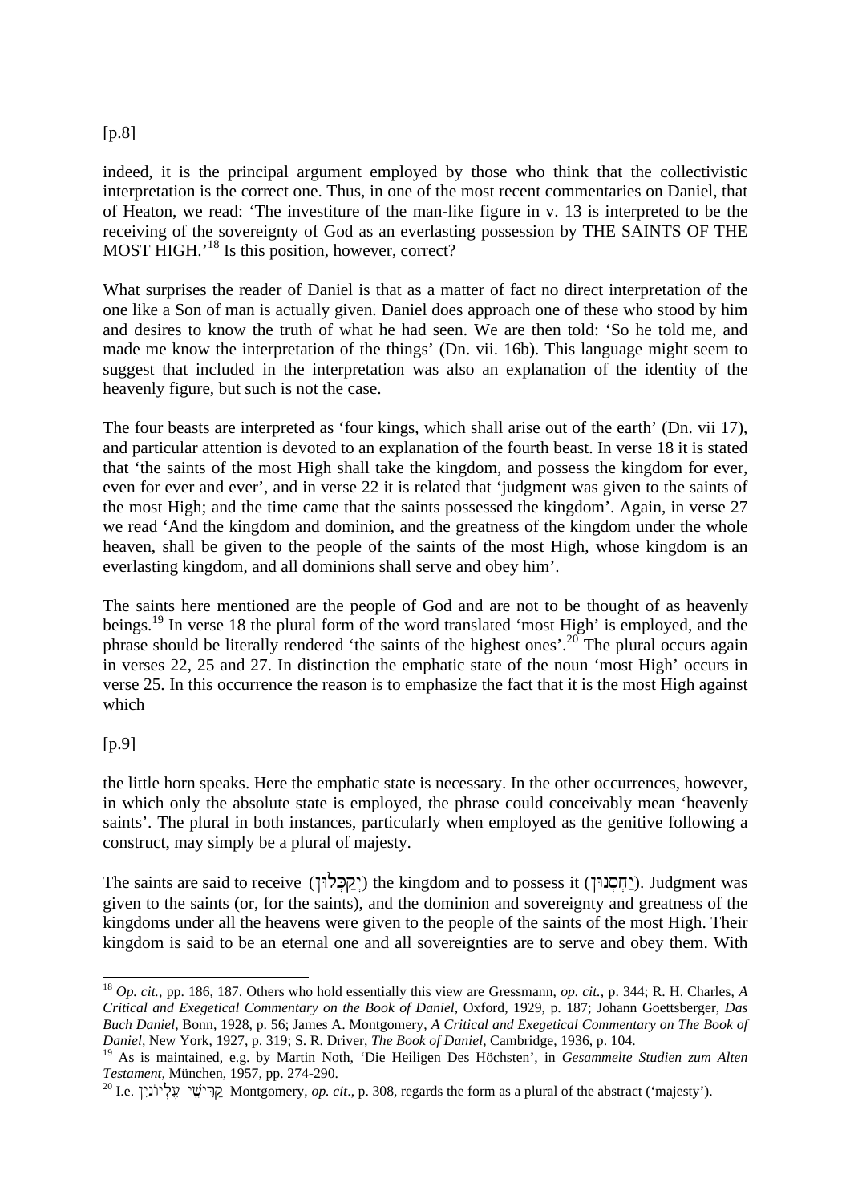[p.8]

indeed, it is the principal argument employed by those who think that the collectivistic interpretation is the correct one. Thus, in one of the most recent commentaries on Daniel, that of Heaton, we read: 'The investiture of the man-like figure in v. 13 is interpreted to be the receiving of the sovereignty of God as an everlasting possession by THE SAINTS OF THE MOST HIGH.'[18] Is this position, however, correct?

What surprises the reader of Daniel is that as a matter of fact no direct interpretation of the one like a Son of man is actually given. Daniel does approach one of these who stood by him and desires to know the truth of what he had seen. We are then told: 'So he told me, and made me know the interpretation of the things' (Dn. vii. 16b). This language might seem to suggest that included in the interpretation was also an explanation of the identity of the heavenly figure, but such is not the case.

The four beasts are interpreted as 'four kings, which shall arise out of the earth' (Dn. vii 17), and particular attention is devoted to an explanation of the fourth beast. In verse 18 it is stated that 'the saints of the most High shall take the kingdom, and possess the kingdom for ever, even for ever and ever', and in verse 22 it is related that 'judgment was given to the saints of the most High; and the time came that the saints possessed the kingdom'. Again, in verse 27 we read 'And the kingdom and dominion, and the greatness of the kingdom under the whole heaven, shall be given to the people of the saints of the most High, whose kingdom is an everlasting kingdom, and all dominions shall serve and obey him'.

The saints here mentioned are the people of God and are not to be thought of as heavenly beings.[19] In verse 18 the plural form of the word translated 'most High' is employed, and the phrase should be literally rendered 'the saints of the highest ones'.[20] The plural occurs again in verses 22, 25 and 27. In distinction the emphatic state of the noun 'most High' occurs in verse 25. In this occurrence the reason is to emphasize the fact that it is the most High against which

[p.9]

the little horn speaks. Here the emphatic state is necessary. In the other occurrences, however, in which only the absolute state is employed, the phrase could conceivably mean 'heavenly saints'. The plural in both instances, particularly when employed as the genitive following a construct, may simply be a plural of majesty.

The saints are said to receive (יְקַבְּלוּן) the kingdom and to possess it (יַחְסְנוּן). Judgment was given to the saints (or, for the saints), and the dominion and sovereignty and greatness of the kingdoms under all the heavens were given to the people of the saints of the most High. Their kingdom is said to be an eternal one and all sovereignties are to serve and obey them. With

---

[18] *Op. cit.*, pp. 186, 187. Others who hold essentially this view are Gressmann, *op. cit.*, p. 344; R. H. Charles, *A Critical and Exegetical Commentary on the Book of Daniel*, Oxford, 1929, p. 187; Johann Goettsberger, *Das Buch Daniel*, Bonn, 1928, p. 56; James A. Montgomery, *A Critical and Exegetical Commentary on The Book of Daniel*, New York, 1927, p. 319; S. R. Driver, *The Book of Daniel*, Cambridge, 1936, p. 104.

[19] As is maintained, e.g. by Martin Noth, 'Die Heiligen Des Höchsten', in *Gesammelte Studien zum Alten Testament*, München, 1957, pp. 274-290.

[20] I.e. קַדִּישֵׁי עֶלְיוֹנִין Montgomery, *op. cit*., p. 308, regards the form as a plural of the abstract ('majesty').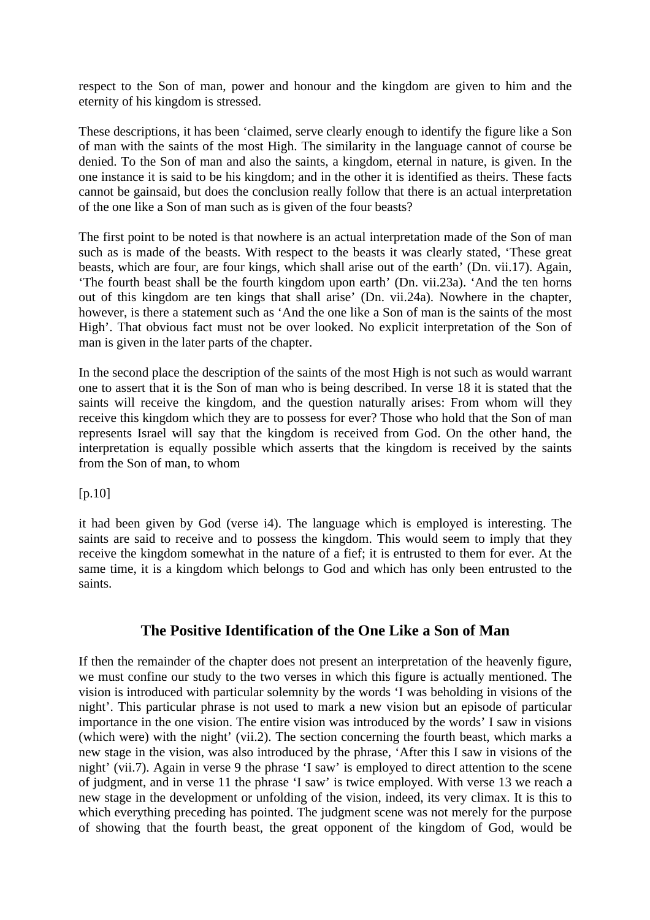respect to the Son of man, power and honour and the kingdom are given to him and the eternity of his kingdom is stressed.

These descriptions, it has been 'claimed, serve clearly enough to identify the figure like a Son of man with the saints of the most High. The similarity in the language cannot of course be denied. To the Son of man and also the saints, a kingdom, eternal in nature, is given. In the one instance it is said to be his kingdom; and in the other it is identified as theirs. These facts cannot be gainsaid, but does the conclusion really follow that there is an actual interpretation of the one like a Son of man such as is given of the four beasts?

The first point to be noted is that nowhere is an actual interpretation made of the Son of man such as is made of the beasts. With respect to the beasts it was clearly stated, 'These great beasts, which are four, are four kings, which shall arise out of the earth' (Dn. vii.17). Again, 'The fourth beast shall be the fourth kingdom upon earth' (Dn. vii.23a). 'And the ten horns out of this kingdom are ten kings that shall arise' (Dn. vii.24a). Nowhere in the chapter, however, is there a statement such as 'And the one like a Son of man is the saints of the most High'. That obvious fact must not be over looked. No explicit interpretation of the Son of man is given in the later parts of the chapter.

In the second place the description of the saints of the most High is not such as would warrant one to assert that it is the Son of man who is being described. In verse 18 it is stated that the saints will receive the kingdom, and the question naturally arises: From whom will they receive this kingdom which they are to possess for ever? Those who hold that the Son of man represents Israel will say that the kingdom is received from God. On the other hand, the interpretation is equally possible which asserts that the kingdom is received by the saints from the Son of man, to whom

[p.10]

it had been given by God (verse i4). The language which is employed is interesting. The saints are said to receive and to possess the kingdom. This would seem to imply that they receive the kingdom somewhat in the nature of a fief; it is entrusted to them for ever. At the same time, it is a kingdom which belongs to God and which has only been entrusted to the saints.

## The Positive Identification of the One Like a Son of Man

If then the remainder of the chapter does not present an interpretation of the heavenly figure, we must confine our study to the two verses in which this figure is actually mentioned. The vision is introduced with particular solemnity by the words 'I was beholding in visions of the night'. This particular phrase is not used to mark a new vision but an episode of particular importance in the one vision. The entire vision was introduced by the words' I saw in visions (which were) with the night' (vii.2). The section concerning the fourth beast, which marks a new stage in the vision, was also introduced by the phrase, 'After this I saw in visions of the night' (vii.7). Again in verse 9 the phrase 'I saw' is employed to direct attention to the scene of judgment, and in verse 11 the phrase 'I saw' is twice employed. With verse 13 we reach a new stage in the development or unfolding of the vision, indeed, its very climax. It is this to which everything preceding has pointed. The judgment scene was not merely for the purpose of showing that the fourth beast, the great opponent of the kingdom of God, would be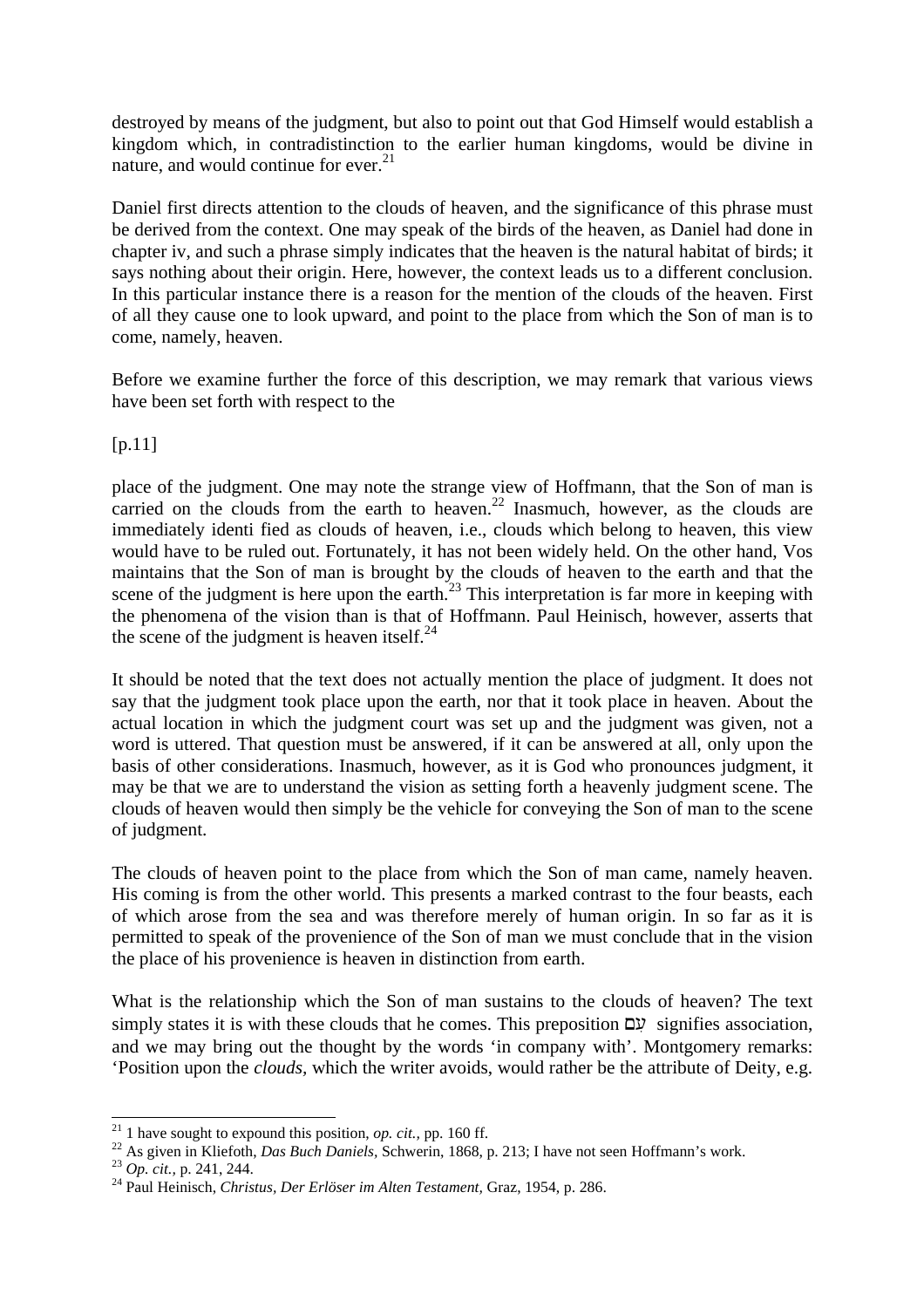destroyed by means of the judgment, but also to point out that God Himself would establish a kingdom which, in contradistinction to the earlier human kingdoms, would be divine in nature, and would continue for ever.[21]

Daniel first directs attention to the clouds of heaven, and the significance of this phrase must be derived from the context. One may speak of the birds of the heaven, as Daniel had done in chapter iv, and such a phrase simply indicates that the heaven is the natural habitat of birds; it says nothing about their origin. Here, however, the context leads us to a different conclusion. In this particular instance there is a reason for the mention of the clouds of the heaven. First of all they cause one to look upward, and point to the place from which the Son of man is to come, namely, heaven.

Before we examine further the force of this description, we may remark that various views have been set forth with respect to the

[p.11]

place of the judgment. One may note the strange view of Hoffmann, that the Son of man is carried on the clouds from the earth to heaven.[22] Inasmuch, however, as the clouds are immediately identi fied as clouds of heaven, i.e., clouds which belong to heaven, this view would have to be ruled out. Fortunately, it has not been widely held. On the other hand, Vos maintains that the Son of man is brought by the clouds of heaven to the earth and that the scene of the judgment is here upon the earth.[23] This interpretation is far more in keeping with the phenomena of the vision than is that of Hoffmann. Paul Heinisch, however, asserts that the scene of the judgment is heaven itself.[24]

It should be noted that the text does not actually mention the place of judgment. It does not say that the judgment took place upon the earth, nor that it took place in heaven. About the actual location in which the judgment court was set up and the judgment was given, not a word is uttered. That question must be answered, if it can be answered at all, only upon the basis of other considerations. Inasmuch, however, as it is God who pronounces judgment, it may be that we are to understand the vision as setting forth a heavenly judgment scene. The clouds of heaven would then simply be the vehicle for conveying the Son of man to the scene of judgment.

The clouds of heaven point to the place from which the Son of man came, namely heaven. His coming is from the other world. This presents a marked contrast to the four beasts, each of which arose from the sea and was therefore merely of human origin. In so far as it is permitted to speak of the provenience of the Son of man we must conclude that in the vision the place of his provenience is heaven in distinction from earth.

What is the relationship which the Son of man sustains to the clouds of heaven? The text simply states it is with these clouds that he comes. This preposition עִם signifies association, and we may bring out the thought by the words 'in company with'. Montgomery remarks: 'Position upon the *clouds*, which the writer avoids, would rather be the attribute of Deity, e.g.

---

[21] 1 have sought to expound this position, *op. cit.,* pp. 160 ff.

[22] As given in Kliefoth, *Das Buch Daniels,* Schwerin, 1868, p. 213; I have not seen Hoffmann's work.

[23] *Op. cit.,* p. 241, 244.

[24] Paul Heinisch, *Christus, Der Erlöser im Alten Testament,* Graz, 1954, p. 286.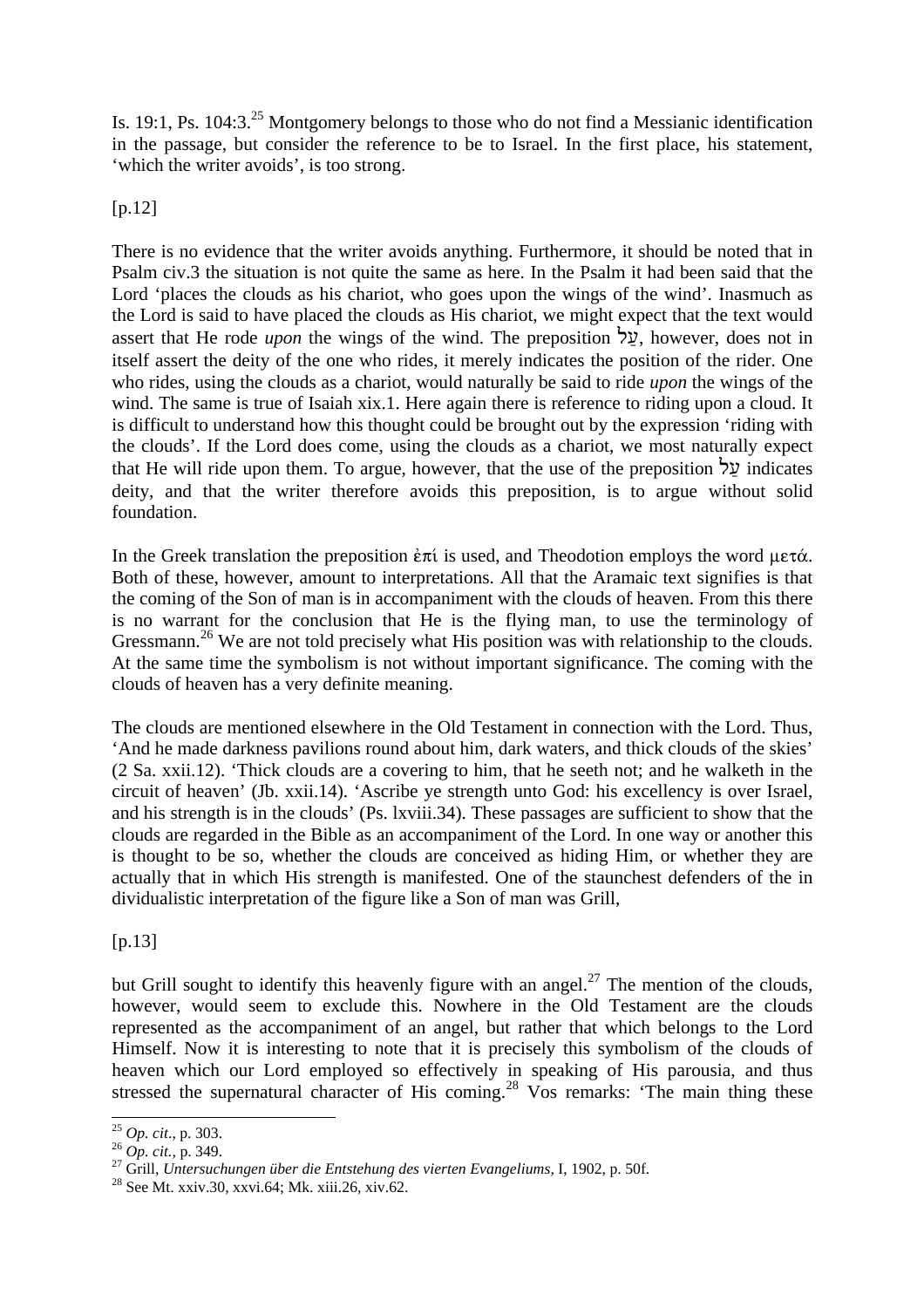Is. 19:1, Ps. 104:3.[25] Montgomery belongs to those who do not find a Messianic identification in the passage, but consider the reference to be to Israel. In the first place, his statement, 'which the writer avoids', is too strong.

[p.12]

There is no evidence that the writer avoids anything. Furthermore, it should be noted that in Psalm civ.3 the situation is not quite the same as here. In the Psalm it had been said that the Lord 'places the clouds as his chariot, who goes upon the wings of the wind'. Inasmuch as the Lord is said to have placed the clouds as His chariot, we might expect that the text would assert that He rode *upon* the wings of the wind. The preposition עַל, however, does not in itself assert the deity of the one who rides, it merely indicates the position of the rider. One who rides, using the clouds as a chariot, would naturally be said to ride *upon* the wings of the wind. The same is true of Isaiah xix.1. Here again there is reference to riding upon a cloud. It is difficult to understand how this thought could be brought out by the expression 'riding with the clouds'. If the Lord does come, using the clouds as a chariot, we most naturally expect that He will ride upon them. To argue, however, that the use of the preposition עַל indicates deity, and that the writer therefore avoids this preposition, is to argue without solid foundation.

In the Greek translation the preposition ἐπί is used, and Theodotion employs the word μετά. Both of these, however, amount to interpretations. All that the Aramaic text signifies is that the coming of the Son of man is in accompaniment with the clouds of heaven. From this there is no warrant for the conclusion that He is the flying man, to use the terminology of Gressmann.[26] We are not told precisely what His position was with relationship to the clouds. At the same time the symbolism is not without important significance. The coming with the clouds of heaven has a very definite meaning.

The clouds are mentioned elsewhere in the Old Testament in connection with the Lord. Thus, 'And he made darkness pavilions round about him, dark waters, and thick clouds of the skies' (2 Sa. xxii.12). 'Thick clouds are a covering to him, that he seeth not; and he walketh in the circuit of heaven' (Jb. xxii.14). 'Ascribe ye strength unto God: his excellency is over Israel, and his strength is in the clouds' (Ps. lxviii.34). These passages are sufficient to show that the clouds are regarded in the Bible as an accompaniment of the Lord. In one way or another this is thought to be so, whether the clouds are conceived as hiding Him, or whether they are actually that in which His strength is manifested. One of the staunchest defenders of the in dividualistic interpretation of the figure like a Son of man was Grill,

[p.13]

but Grill sought to identify this heavenly figure with an angel.[27] The mention of the clouds, however, would seem to exclude this. Nowhere in the Old Testament are the clouds represented as the accompaniment of an angel, but rather that which belongs to the Lord Himself. Now it is interesting to note that it is precisely this symbolism of the clouds of heaven which our Lord employed so effectively in speaking of His parousia, and thus stressed the supernatural character of His coming.[28] Vos remarks: 'The main thing these

---

[25] *Op. cit.*, p. 303.

[26] *Op. cit.*, p. 349.

[27] Grill, *Untersuchungen über die Entstehung des vierten Evangeliums*, I, 1902, p. 50f.

[28] See Mt. xxiv.30, xxvi.64; Mk. xiii.26, xiv.62.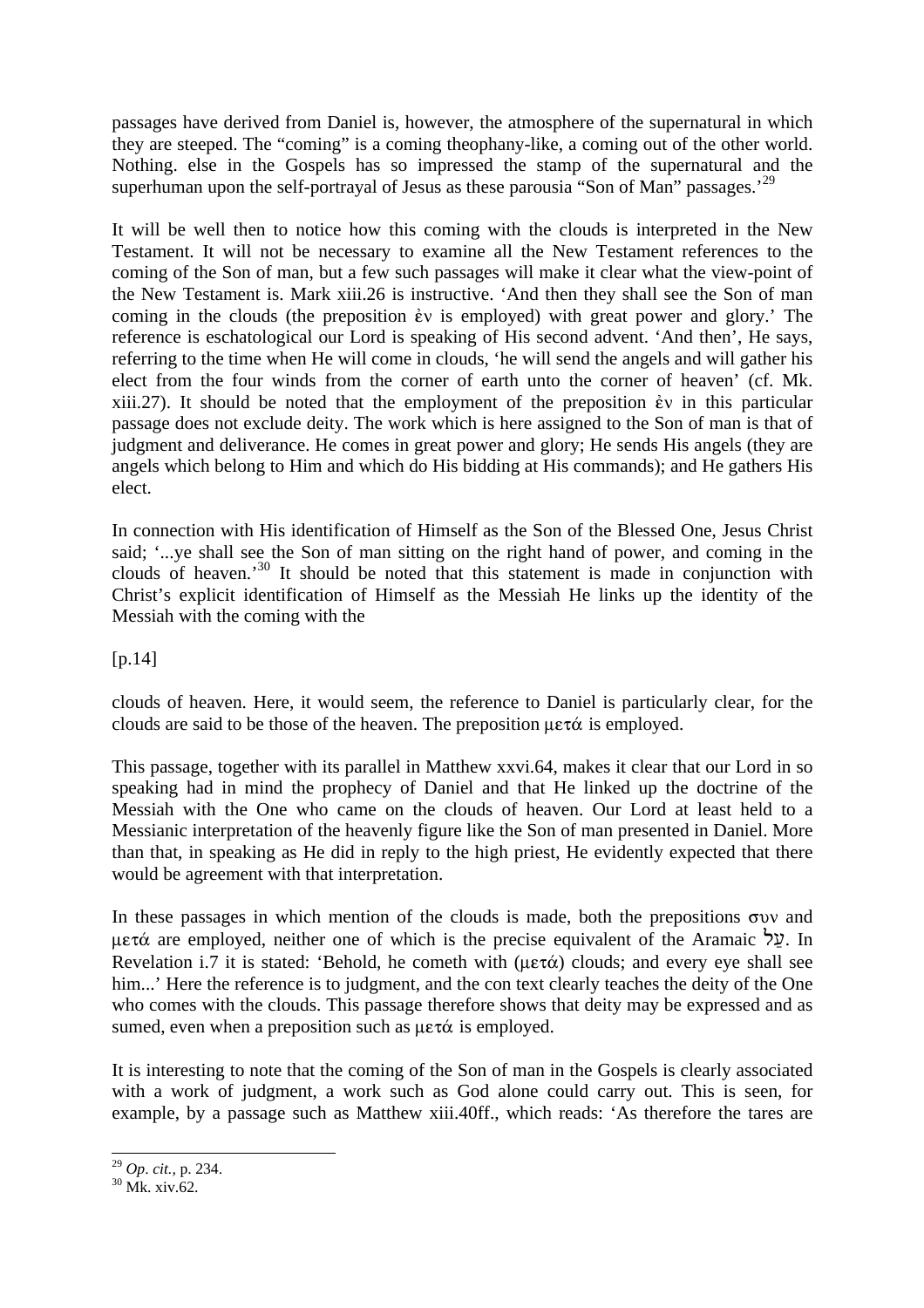passages have derived from Daniel is, however, the atmosphere of the supernatural in which they are steeped. The "coming" is a coming theophany-like, a coming out of the other world. Nothing. else in the Gospels has so impressed the stamp of the supernatural and the superhuman upon the self-portrayal of Jesus as these parousia "Son of Man" passages.'[29]

It will be well then to notice how this coming with the clouds is interpreted in the New Testament. It will not be necessary to examine all the New Testament references to the coming of the Son of man, but a few such passages will make it clear what the view-point of the New Testament is. Mark xiii.26 is instructive. 'And then they shall see the Son of man coming in the clouds (the preposition ἐν is employed) with great power and glory.' The reference is eschatological our Lord is speaking of His second advent. 'And then', He says, referring to the time when He will come in clouds, 'he will send the angels and will gather his elect from the four winds from the corner of earth unto the corner of heaven' (cf. Mk. xiii.27). It should be noted that the employment of the preposition ἐν in this particular passage does not exclude deity. The work which is here assigned to the Son of man is that of judgment and deliverance. He comes in great power and glory; He sends His angels (they are angels which belong to Him and which do His bidding at His commands); and He gathers His elect.

In connection with His identification of Himself as the Son of the Blessed One, Jesus Christ said; '...ye shall see the Son of man sitting on the right hand of power, and coming in the clouds of heaven.'[30] It should be noted that this statement is made in conjunction with Christ's explicit identification of Himself as the Messiah He links up the identity of the Messiah with the coming with the

[p.14]

clouds of heaven. Here, it would seem, the reference to Daniel is particularly clear, for the clouds are said to be those of the heaven. The preposition μετά is employed.

This passage, together with its parallel in Matthew xxvi.64, makes it clear that our Lord in so speaking had in mind the prophecy of Daniel and that He linked up the doctrine of the Messiah with the One who came on the clouds of heaven. Our Lord at least held to a Messianic interpretation of the heavenly figure like the Son of man presented in Daniel. More than that, in speaking as He did in reply to the high priest, He evidently expected that there would be agreement with that interpretation.

In these passages in which mention of the clouds is made, both the prepositions συν and μετά are employed, neither one of which is the precise equivalent of the Aramaic עַל. In Revelation i.7 it is stated: 'Behold, he cometh with (μετά) clouds; and every eye shall see him...' Here the reference is to judgment, and the con text clearly teaches the deity of the One who comes with the clouds. This passage therefore shows that deity may be expressed and as sumed, even when a preposition such as μετά is employed.

It is interesting to note that the coming of the Son of man in the Gospels is clearly associated with a work of judgment, a work such as God alone could carry out. This is seen, for example, by a passage such as Matthew xiii.40ff., which reads: 'As therefore the tares are

[29] *Op. cit.*, p. 234.

[30] Mk. xiv.62.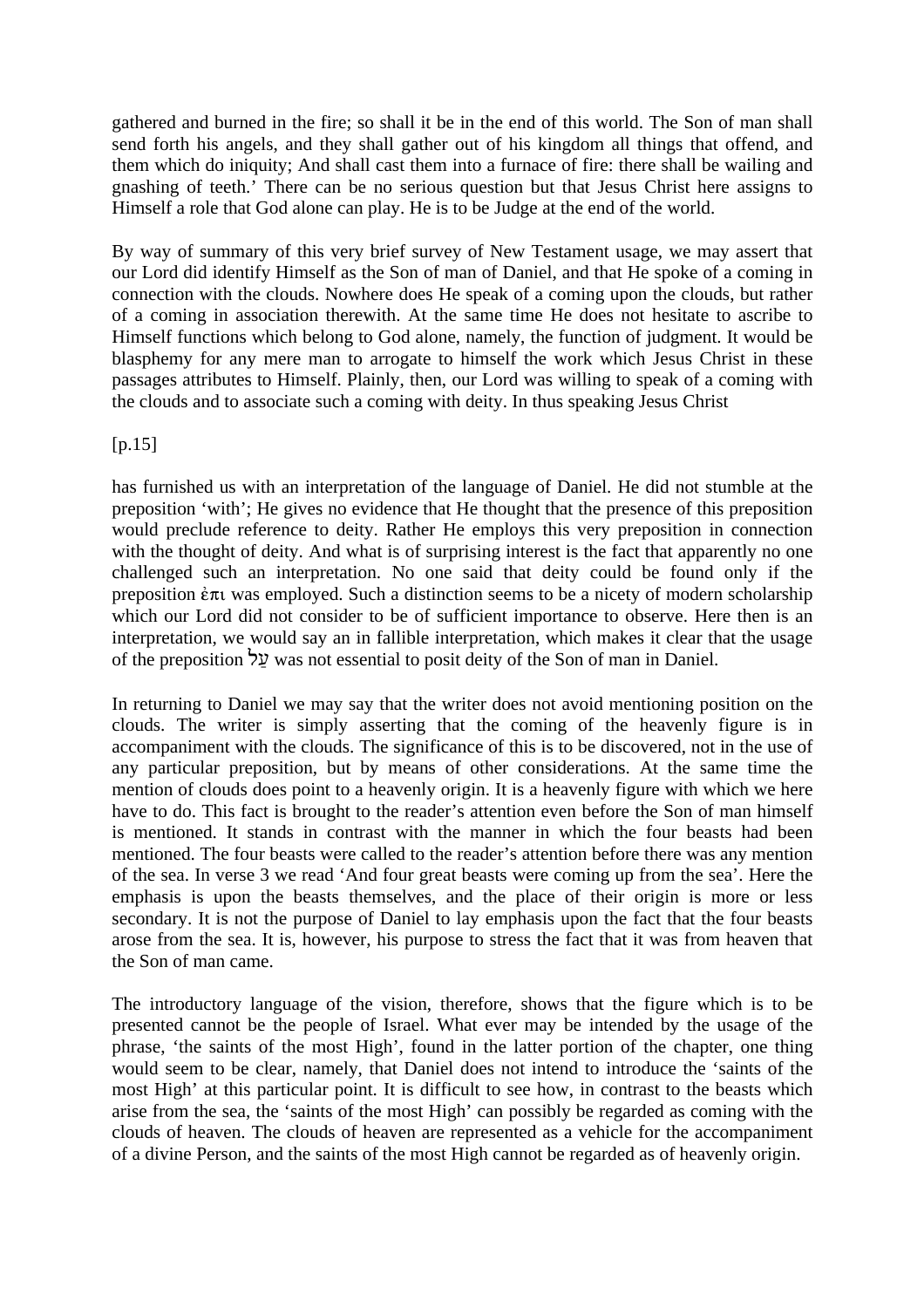gathered and burned in the fire; so shall it be in the end of this world. The Son of man shall send forth his angels, and they shall gather out of his kingdom all things that offend, and them which do iniquity; And shall cast them into a furnace of fire: there shall be wailing and gnashing of teeth.' There can be no serious question but that Jesus Christ here assigns to Himself a role that God alone can play. He is to be Judge at the end of the world.

By way of summary of this very brief survey of New Testament usage, we may assert that our Lord did identify Himself as the Son of man of Daniel, and that He spoke of a coming in connection with the clouds. Nowhere does He speak of a coming upon the clouds, but rather of a coming in association therewith. At the same time He does not hesitate to ascribe to Himself functions which belong to God alone, namely, the function of judgment. It would be blasphemy for any mere man to arrogate to himself the work which Jesus Christ in these passages attributes to Himself. Plainly, then, our Lord was willing to speak of a coming with the clouds and to associate such a coming with deity. In thus speaking Jesus Christ

[p.15]

has furnished us with an interpretation of the language of Daniel. He did not stumble at the preposition 'with'; He gives no evidence that He thought that the presence of this preposition would preclude reference to deity. Rather He employs this very preposition in connection with the thought of deity. And what is of surprising interest is the fact that apparently no one challenged such an interpretation. No one said that deity could be found only if the preposition ἐπι was employed. Such a distinction seems to be a nicety of modern scholarship which our Lord did not consider to be of sufficient importance to observe. Here then is an interpretation, we would say an in fallible interpretation, which makes it clear that the usage of the preposition עַל was not essential to posit deity of the Son of man in Daniel.

In returning to Daniel we may say that the writer does not avoid mentioning position on the clouds. The writer is simply asserting that the coming of the heavenly figure is in accompaniment with the clouds. The significance of this is to be discovered, not in the use of any particular preposition, but by means of other considerations. At the same time the mention of clouds does point to a heavenly origin. It is a heavenly figure with which we here have to do. This fact is brought to the reader's attention even before the Son of man himself is mentioned. It stands in contrast with the manner in which the four beasts had been mentioned. The four beasts were called to the reader's attention before there was any mention of the sea. In verse 3 we read 'And four great beasts were coming up from the sea'. Here the emphasis is upon the beasts themselves, and the place of their origin is more or less secondary. It is not the purpose of Daniel to lay emphasis upon the fact that the four beasts arose from the sea. It is, however, his purpose to stress the fact that it was from heaven that the Son of man came.

The introductory language of the vision, therefore, shows that the figure which is to be presented cannot be the people of Israel. What ever may be intended by the usage of the phrase, 'the saints of the most High', found in the latter portion of the chapter, one thing would seem to be clear, namely, that Daniel does not intend to introduce the 'saints of the most High' at this particular point. It is difficult to see how, in contrast to the beasts which arise from the sea, the 'saints of the most High' can possibly be regarded as coming with the clouds of heaven. The clouds of heaven are represented as a vehicle for the accompaniment of a divine Person, and the saints of the most High cannot be regarded as of heavenly origin.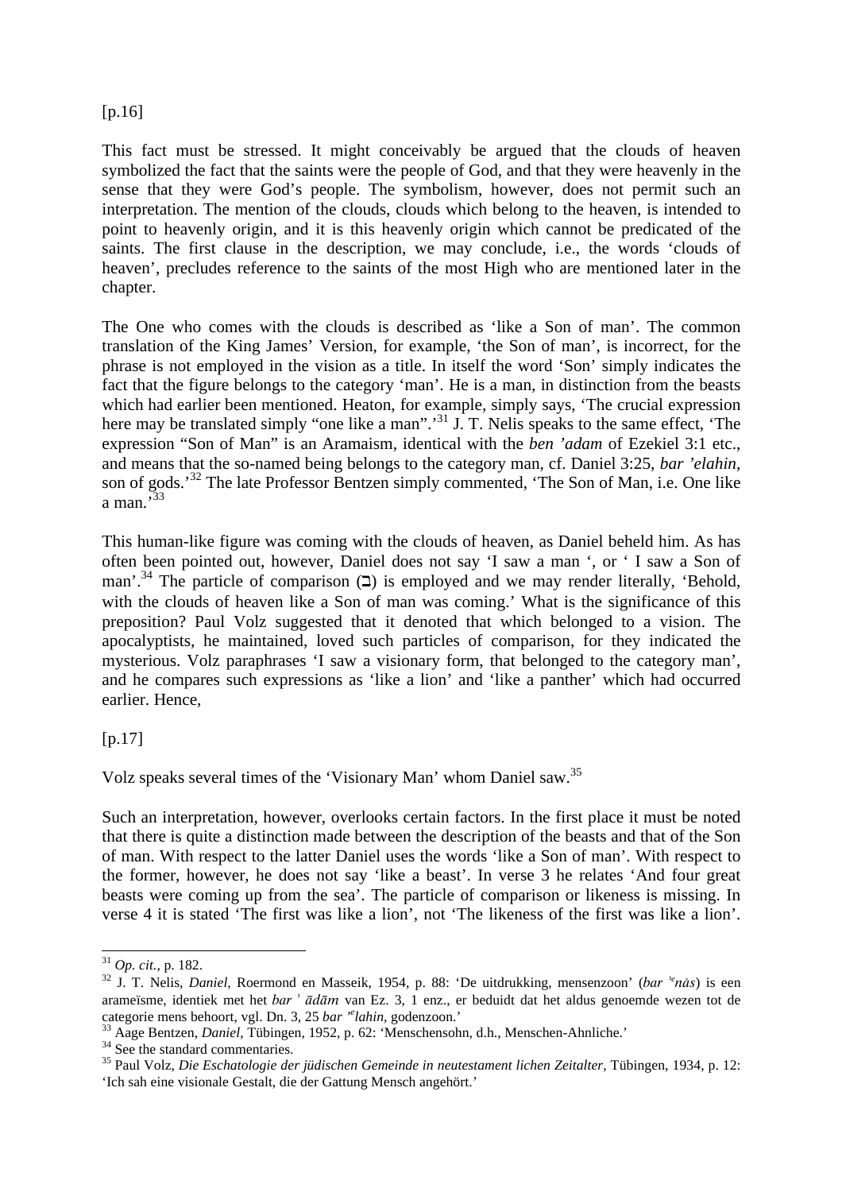[p.16]

This fact must be stressed. It might conceivably be argued that the clouds of heaven symbolized the fact that the saints were the people of God, and that they were heavenly in the sense that they were God's people. The symbolism, however, does not permit such an interpretation. The mention of the clouds, clouds which belong to the heaven, is intended to point to heavenly origin, and it is this heavenly origin which cannot be predicated of the saints. The first clause in the description, we may conclude, i.e., the words 'clouds of heaven', precludes reference to the saints of the most High who are mentioned later in the chapter.

The One who comes with the clouds is described as 'like a Son of man'. The common translation of the King James' Version, for example, 'the Son of man', is incorrect, for the phrase is not employed in the vision as a title. In itself the word 'Son' simply indicates the fact that the figure belongs to the category 'man'. He is a man, in distinction from the beasts which had earlier been mentioned. Heaton, for example, simply says, 'The crucial expression here may be translated simply "one like a man".'[31] J. T. Nelis speaks to the same effect, 'The expression "Son of Man" is an Aramaism, identical with the *ben 'adam* of Ezekiel 3:1 etc., and means that the so-named being belongs to the category man, cf. Daniel 3:25, *bar 'elahin*, son of gods.'[32] The late Professor Bentzen simply commented, 'The Son of Man, i.e. One like a man.'[33]

This human-like figure was coming with the clouds of heaven, as Daniel beheld him. As has often been pointed out, however, Daniel does not say 'I saw a man ', or ' I saw a Son of man'.[34] The particle of comparison (כ) is employed and we may render literally, 'Behold, with the clouds of heaven like a Son of man was coming.' What is the significance of this preposition? Paul Volz suggested that it denoted that which belonged to a vision. The apocalyptists, he maintained, loved such particles of comparison, for they indicated the mysterious. Volz paraphrases 'I saw a visionary form, that belonged to the category man', and he compares such expressions as 'like a lion' and 'like a panther' which had occurred earlier. Hence,

[p.17]

Volz speaks several times of the 'Visionary Man' whom Daniel saw.[35]

Such an interpretation, however, overlooks certain factors. In the first place it must be noted that there is quite a distinction made between the description of the beasts and that of the Son of man. With respect to the latter Daniel uses the words 'like a Son of man'. With respect to the former, however, he does not say 'like a beast'. In verse 3 he relates 'And four great beasts were coming up from the sea'. The particle of comparison or likeness is missing. In verse 4 it is stated 'The first was like a lion', not 'The likeness of the first was like a lion'.

---

[31] *Op. cit.*, p. 182.

[32] J. T. Nelis, *Daniel*, Roermond en Masseik, 1954, p. 88: 'De uitdrukking, mensenzoon' (*bar 'ᵉnās*) is een arameïsme, identiek met het *bar ' ādām* van Ez. 3, 1 enz., er beduidt dat het aldus genoemde wezen tot de categorie mens behoort, vgl. Dn. 3, 25 *bar 'ᵉlahin*, godenzoon.'

[33] Aage Bentzen, *Daniel*, Tübingen, 1952, p. 62: 'Menschensohn, d.h., Menschen-Ahnliche.'

[34] See the standard commentaries.

[35] Paul Volz, *Die Eschatologie der jüdischen Gemeinde in neutestament lichen Zeitalter*, Tübingen, 1934, p. 12: 'Ich sah eine visionale Gestalt, die der Gattung Mensch angehört.'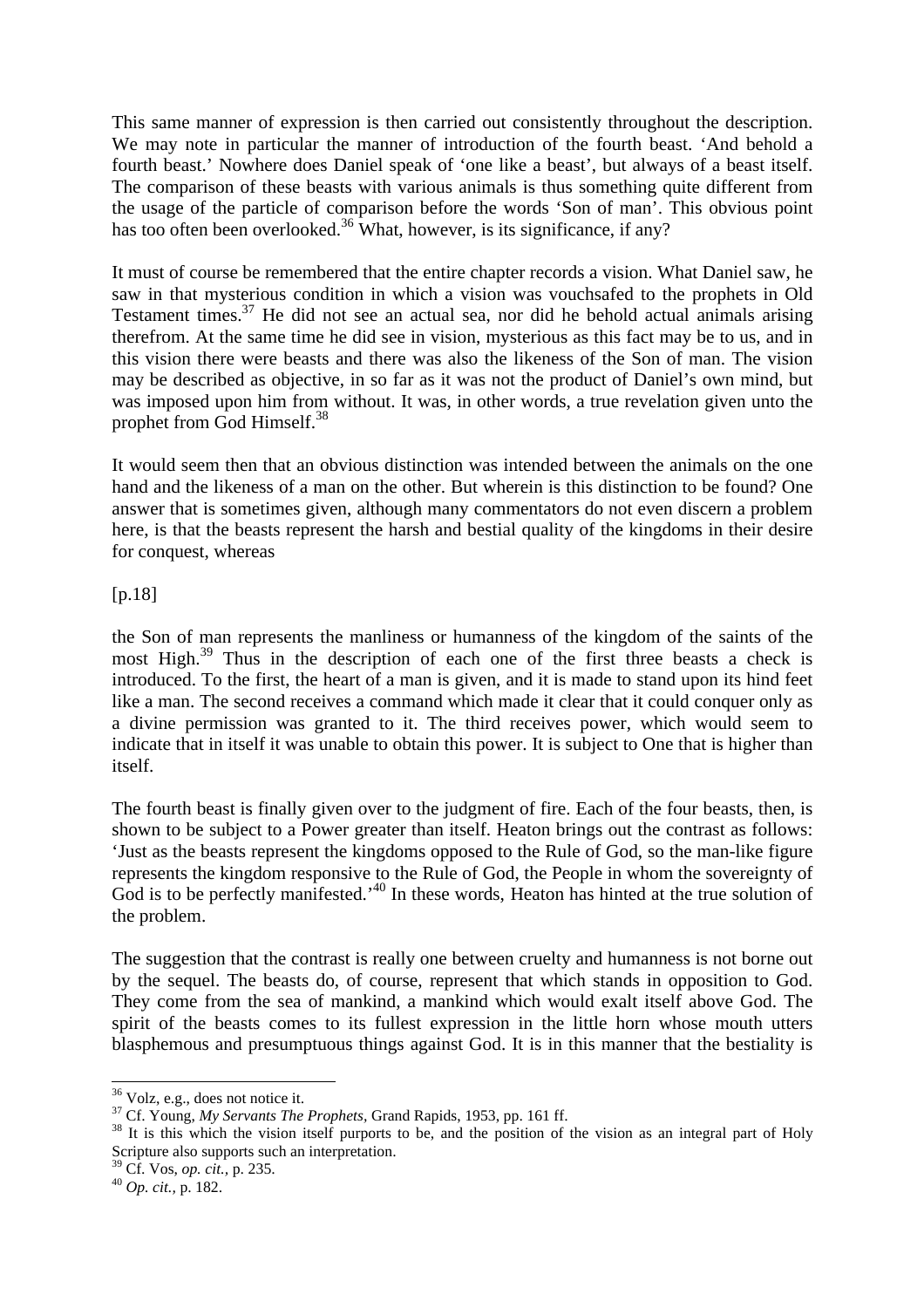This same manner of expression is then carried out consistently throughout the description. We may note in particular the manner of introduction of the fourth beast. 'And behold a fourth beast.' Nowhere does Daniel speak of 'one like a beast', but always of a beast itself. The comparison of these beasts with various animals is thus something quite different from the usage of the particle of comparison before the words 'Son of man'. This obvious point has too often been overlooked.[36] What, however, is its significance, if any?

It must of course be remembered that the entire chapter records a vision. What Daniel saw, he saw in that mysterious condition in which a vision was vouchsafed to the prophets in Old Testament times.[37] He did not see an actual sea, nor did he behold actual animals arising therefrom. At the same time he did see in vision, mysterious as this fact may be to us, and in this vision there were beasts and there was also the likeness of the Son of man. The vision may be described as objective, in so far as it was not the product of Daniel's own mind, but was imposed upon him from without. It was, in other words, a true revelation given unto the prophet from God Himself.[38]

It would seem then that an obvious distinction was intended between the animals on the one hand and the likeness of a man on the other. But wherein is this distinction to be found? One answer that is sometimes given, although many commentators do not even discern a problem here, is that the beasts represent the harsh and bestial quality of the kingdoms in their desire for conquest, whereas

[p.18]

the Son of man represents the manliness or humanness of the kingdom of the saints of the most High.[39] Thus in the description of each one of the first three beasts a check is introduced. To the first, the heart of a man is given, and it is made to stand upon its hind feet like a man. The second receives a command which made it clear that it could conquer only as a divine permission was granted to it. The third receives power, which would seem to indicate that in itself it was unable to obtain this power. It is subject to One that is higher than itself.

The fourth beast is finally given over to the judgment of fire. Each of the four beasts, then, is shown to be subject to a Power greater than itself. Heaton brings out the contrast as follows: 'Just as the beasts represent the kingdoms opposed to the Rule of God, so the man-like figure represents the kingdom responsive to the Rule of God, the People in whom the sovereignty of God is to be perfectly manifested.'[40] In these words, Heaton has hinted at the true solution of the problem.

The suggestion that the contrast is really one between cruelty and humanness is not borne out by the sequel. The beasts do, of course, represent that which stands in opposition to God. They come from the sea of mankind, a mankind which would exalt itself above God. The spirit of the beasts comes to its fullest expression in the little horn whose mouth utters blasphemous and presumptuous things against God. It is in this manner that the bestiality is

---

[36] Volz, e.g., does not notice it.

[37] Cf. Young, *My Servants The Prophets*, Grand Rapids, 1953, pp. 161 ff.

[38] It is this which the vision itself purports to be, and the position of the vision as an integral part of Holy Scripture also supports such an interpretation.

[39] Cf. Vos, *op. cit.*, p. 235.

[40] *Op. cit.*, p. 182.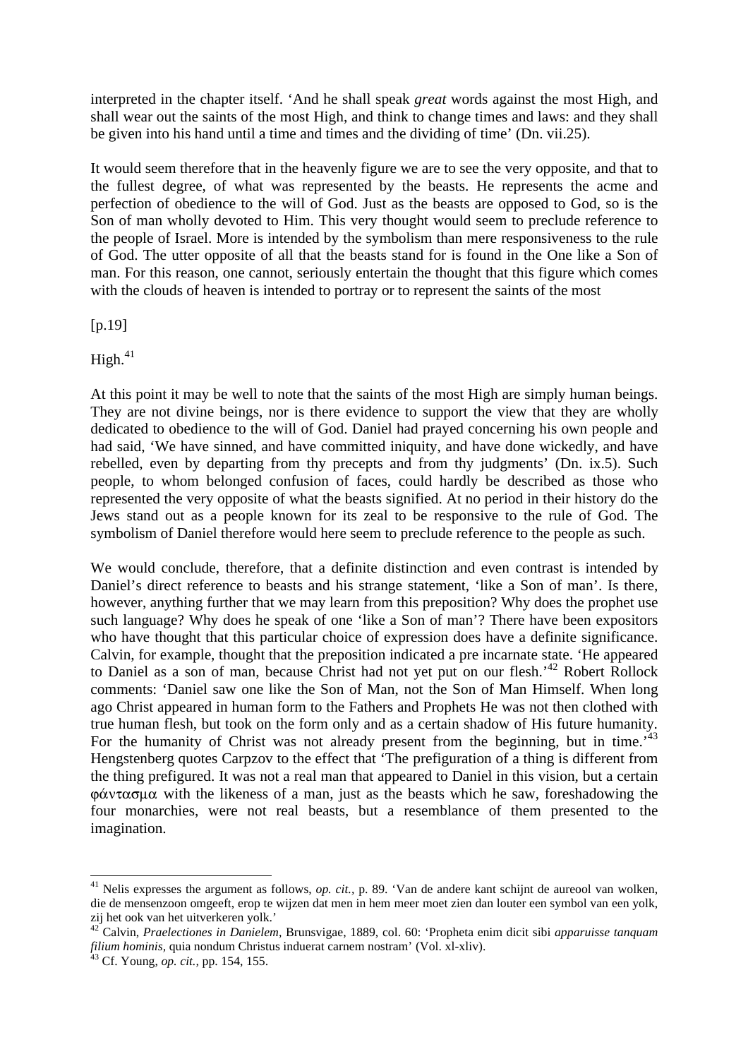interpreted in the chapter itself. 'And he shall speak *great* words against the most High, and shall wear out the saints of the most High, and think to change times and laws: and they shall be given into his hand until a time and times and the dividing of time' (Dn. vii.25).

It would seem therefore that in the heavenly figure we are to see the very opposite, and that to the fullest degree, of what was represented by the beasts. He represents the acme and perfection of obedience to the will of God. Just as the beasts are opposed to God, so is the Son of man wholly devoted to Him. This very thought would seem to preclude reference to the people of Israel. More is intended by the symbolism than mere responsiveness to the rule of God. The utter opposite of all that the beasts stand for is found in the One like a Son of man. For this reason, one cannot, seriously entertain the thought that this figure which comes with the clouds of heaven is intended to portray or to represent the saints of the most

[p.19]

High.[41]

At this point it may be well to note that the saints of the most High are simply human beings. They are not divine beings, nor is there evidence to support the view that they are wholly dedicated to obedience to the will of God. Daniel had prayed concerning his own people and had said, 'We have sinned, and have committed iniquity, and have done wickedly, and have rebelled, even by departing from thy precepts and from thy judgments' (Dn. ix.5). Such people, to whom belonged confusion of faces, could hardly be described as those who represented the very opposite of what the beasts signified. At no period in their history do the Jews stand out as a people known for its zeal to be responsive to the rule of God. The symbolism of Daniel therefore would here seem to preclude reference to the people as such.

We would conclude, therefore, that a definite distinction and even contrast is intended by Daniel's direct reference to beasts and his strange statement, 'like a Son of man'. Is there, however, anything further that we may learn from this preposition? Why does the prophet use such language? Why does he speak of one 'like a Son of man'? There have been expositors who have thought that this particular choice of expression does have a definite significance. Calvin, for example, thought that the preposition indicated a pre incarnate state. 'He appeared to Daniel as a son of man, because Christ had not yet put on our flesh.'[42] Robert Rollock comments: 'Daniel saw one like the Son of Man, not the Son of Man Himself. When long ago Christ appeared in human form to the Fathers and Prophets He was not then clothed with true human flesh, but took on the form only and as a certain shadow of His future humanity. For the humanity of Christ was not already present from the beginning, but in time.'[43] Hengstenberg quotes Carpzov to the effect that 'The prefiguration of a thing is different from the thing prefigured. It was not a real man that appeared to Daniel in this vision, but a certain φάντασμα with the likeness of a man, just as the beasts which he saw, foreshadowing the four monarchies, were not real beasts, but a resemblance of them presented to the imagination.

---

[41] Nelis expresses the argument as follows, *op. cit.*, p. 89. 'Van de andere kant schijnt de aureool van wolken, die de mensenzoon omgeeft, erop te wijzen dat men in hem meer moet zien dan louter een symbol van een yolk, zij het ook van het uitverkeren yolk.'

[42] Calvin, *Praelectiones in Danielem*, Brunsvigae, 1889, col. 60: 'Propheta enim dicit sibi *apparuisse tanquam filium hominis*, quia nondum Christus induerat carnem nostram' (Vol. xl-xliv).

[43] Cf. Young, *op. cit.*, pp. 154, 155.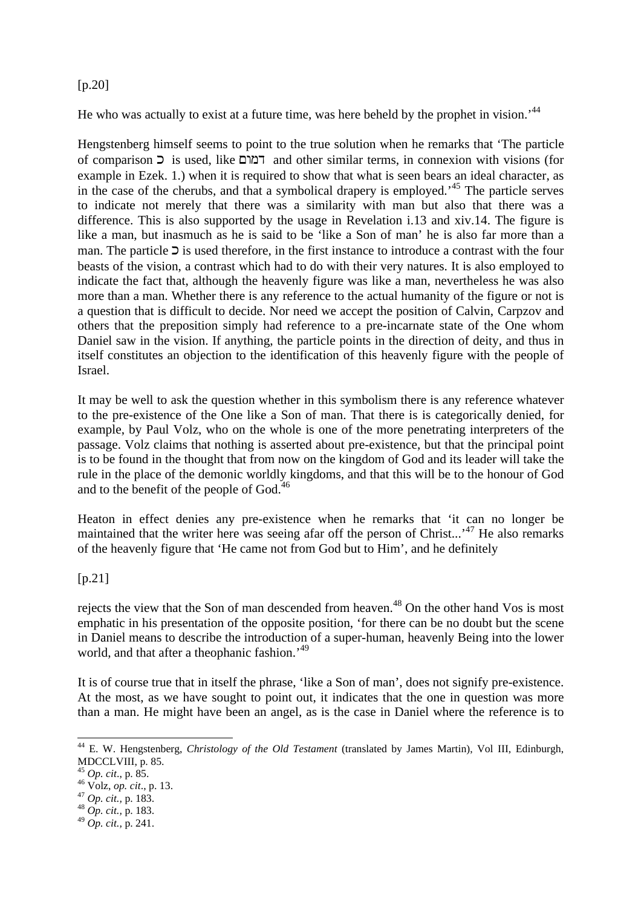[p.20]

He who was actually to exist at a future time, was here beheld by the prophet in vision.'[44]

Hengstenberg himself seems to point to the true solution when he remarks that 'The particle of comparison כ is used, like דמות and other similar terms, in connexion with visions (for example in Ezek. 1.) when it is required to show that what is seen bears an ideal character, as in the case of the cherubs, and that a symbolical drapery is employed.'[45] The particle serves to indicate not merely that there was a similarity with man but also that there was a difference. This is also supported by the usage in Revelation i.13 and xiv.14. The figure is like a man, but inasmuch as he is said to be 'like a Son of man' he is also far more than a man. The particle כ is used therefore, in the first instance to introduce a contrast with the four beasts of the vision, a contrast which had to do with their very natures. It is also employed to indicate the fact that, although the heavenly figure was like a man, nevertheless he was also more than a man. Whether there is any reference to the actual humanity of the figure or not is a question that is difficult to decide. Nor need we accept the position of Calvin, Carpzov and others that the preposition simply had reference to a pre-incarnate state of the One whom Daniel saw in the vision. If anything, the particle points in the direction of deity, and thus in itself constitutes an objection to the identification of this heavenly figure with the people of Israel.

It may be well to ask the question whether in this symbolism there is any reference whatever to the pre-existence of the One like a Son of man. That there is is categorically denied, for example, by Paul Volz, who on the whole is one of the more penetrating interpreters of the passage. Volz claims that nothing is asserted about pre-existence, but that the principal point is to be found in the thought that from now on the kingdom of God and its leader will take the rule in the place of the demonic worldly kingdoms, and that this will be to the honour of God and to the benefit of the people of God.[46]

Heaton in effect denies any pre-existence when he remarks that 'it can no longer be maintained that the writer here was seeing afar off the person of Christ...'[47] He also remarks of the heavenly figure that 'He came not from God but to Him', and he definitely

[p.21]

rejects the view that the Son of man descended from heaven.[48] On the other hand Vos is most emphatic in his presentation of the opposite position, 'for there can be no doubt but the scene in Daniel means to describe the introduction of a super-human, heavenly Being into the lower world, and that after a theophanic fashion.'[49]

It is of course true that in itself the phrase, 'like a Son of man', does not signify pre-existence. At the most, as we have sought to point out, it indicates that the one in question was more than a man. He might have been an angel, as is the case in Daniel where the reference is to

---

[44] E. W. Hengstenberg, *Christology of the Old Testament* (translated by James Martin), Vol III, Edinburgh, MDCCLVIII, p. 85.

[45] *Op. cit*., p. 85.

[46] Volz, *op. cit*., p. 13.

[47] *Op. cit.,* p. 183.

[48] *Op. cit.,* p. 183.

[49] *Op. cit.,* p. 241.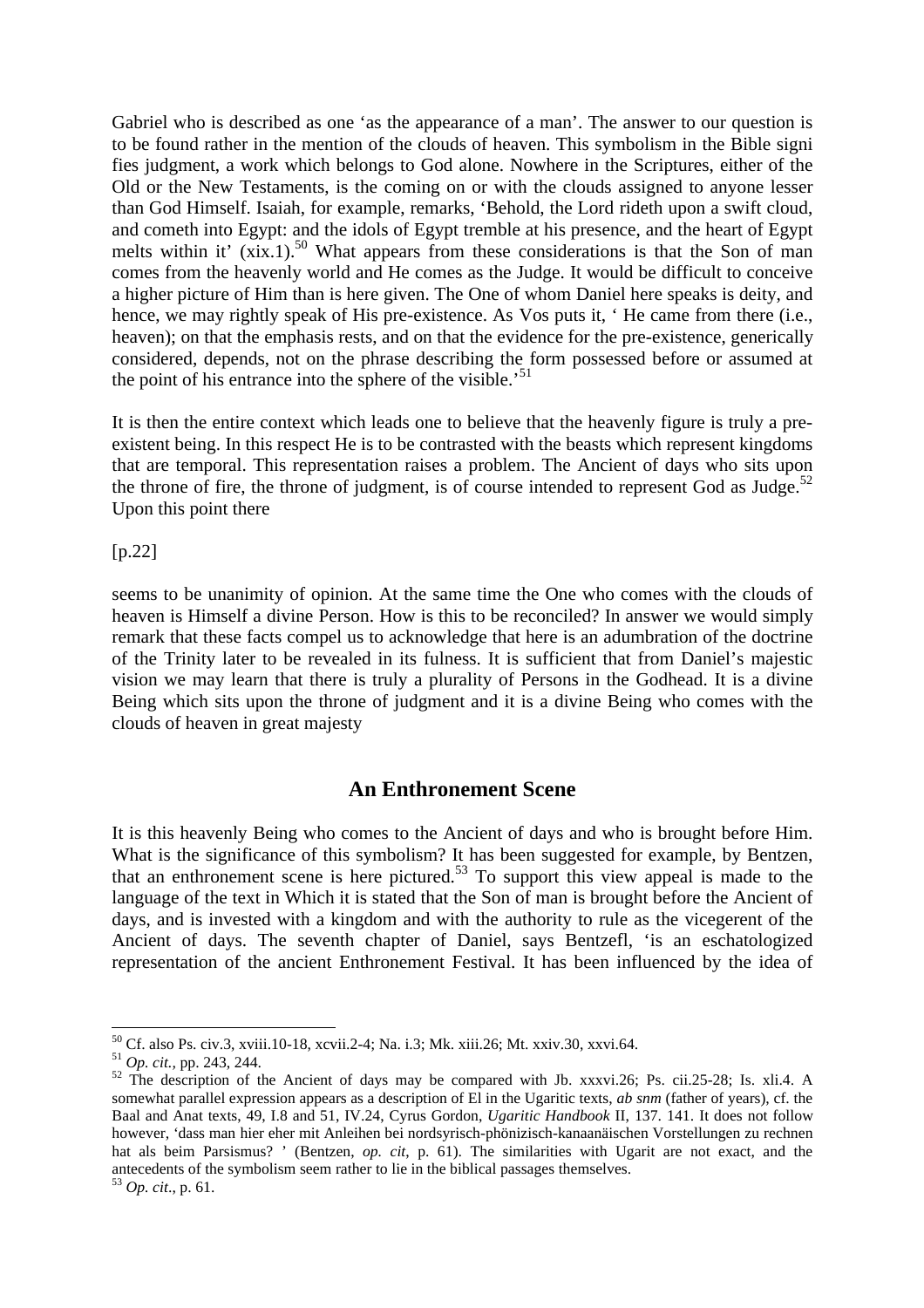Gabriel who is described as one 'as the appearance of a man'. The answer to our question is to be found rather in the mention of the clouds of heaven. This symbolism in the Bible signi fies judgment, a work which belongs to God alone. Nowhere in the Scriptures, either of the Old or the New Testaments, is the coming on or with the clouds assigned to anyone lesser than God Himself. Isaiah, for example, remarks, 'Behold, the Lord rideth upon a swift cloud, and cometh into Egypt: and the idols of Egypt tremble at his presence, and the heart of Egypt melts within it' (xix.1).[50] What appears from these considerations is that the Son of man comes from the heavenly world and He comes as the Judge. It would be difficult to conceive a higher picture of Him than is here given. The One of whom Daniel here speaks is deity, and hence, we may rightly speak of His pre-existence. As Vos puts it, ' He came from there (i.e., heaven); on that the emphasis rests, and on that the evidence for the pre-existence, generically considered, depends, not on the phrase describing the form possessed before or assumed at the point of his entrance into the sphere of the visible.'[51]

It is then the entire context which leads one to believe that the heavenly figure is truly a pre-existent being. In this respect He is to be contrasted with the beasts which represent kingdoms that are temporal. This representation raises a problem. The Ancient of days who sits upon the throne of fire, the throne of judgment, is of course intended to represent God as Judge.[52] Upon this point there

[p.22]

seems to be unanimity of opinion. At the same time the One who comes with the clouds of heaven is Himself a divine Person. How is this to be reconciled? In answer we would simply remark that these facts compel us to acknowledge that here is an adumbration of the doctrine of the Trinity later to be revealed in its fulness. It is sufficient that from Daniel's majestic vision we may learn that there is truly a plurality of Persons in the Godhead. It is a divine Being which sits upon the throne of judgment and it is a divine Being who comes with the clouds of heaven in great majesty

## An Enthronement Scene

It is this heavenly Being who comes to the Ancient of days and who is brought before Him. What is the significance of this symbolism? It has been suggested for example, by Bentzen, that an enthronement scene is here pictured.[53] To support this view appeal is made to the language of the text in Which it is stated that the Son of man is brought before the Ancient of days, and is invested with a kingdom and with the authority to rule as the vicegerent of the Ancient of days. The seventh chapter of Daniel, says Bentzefl, 'is an eschatologized representation of the ancient Enthronement Festival. It has been influenced by the idea of

---

[50] Cf. also Ps. civ.3, xviii.10-18, xcvii.2-4; Na. i.3; Mk. xiii.26; Mt. xxiv.30, xxvi.64.

[51] *Op. cit.,* pp. 243, 244.

[52] The description of the Ancient of days may be compared with Jb. xxxvi.26; Ps. cii.25-28; Is. xli.4. A somewhat parallel expression appears as a description of El in the Ugaritic texts, *ab snm* (father of years), cf. the Baal and Anat texts, 49, I.8 and 51, IV.24, Cyrus Gordon, *Ugaritic Handbook* II, 137. 141. It does not follow however, 'dass man hier eher mit Anleihen bei nordsyrisch-phönizisch-kanaanäischen Vorstellungen zu rechnen hat als beim Parsismus? ' (Bentzen, *op. cit*, p. 61). The similarities with Ugarit are not exact, and the antecedents of the symbolism seem rather to lie in the biblical passages themselves.

[53] *Op. cit*., p. 61.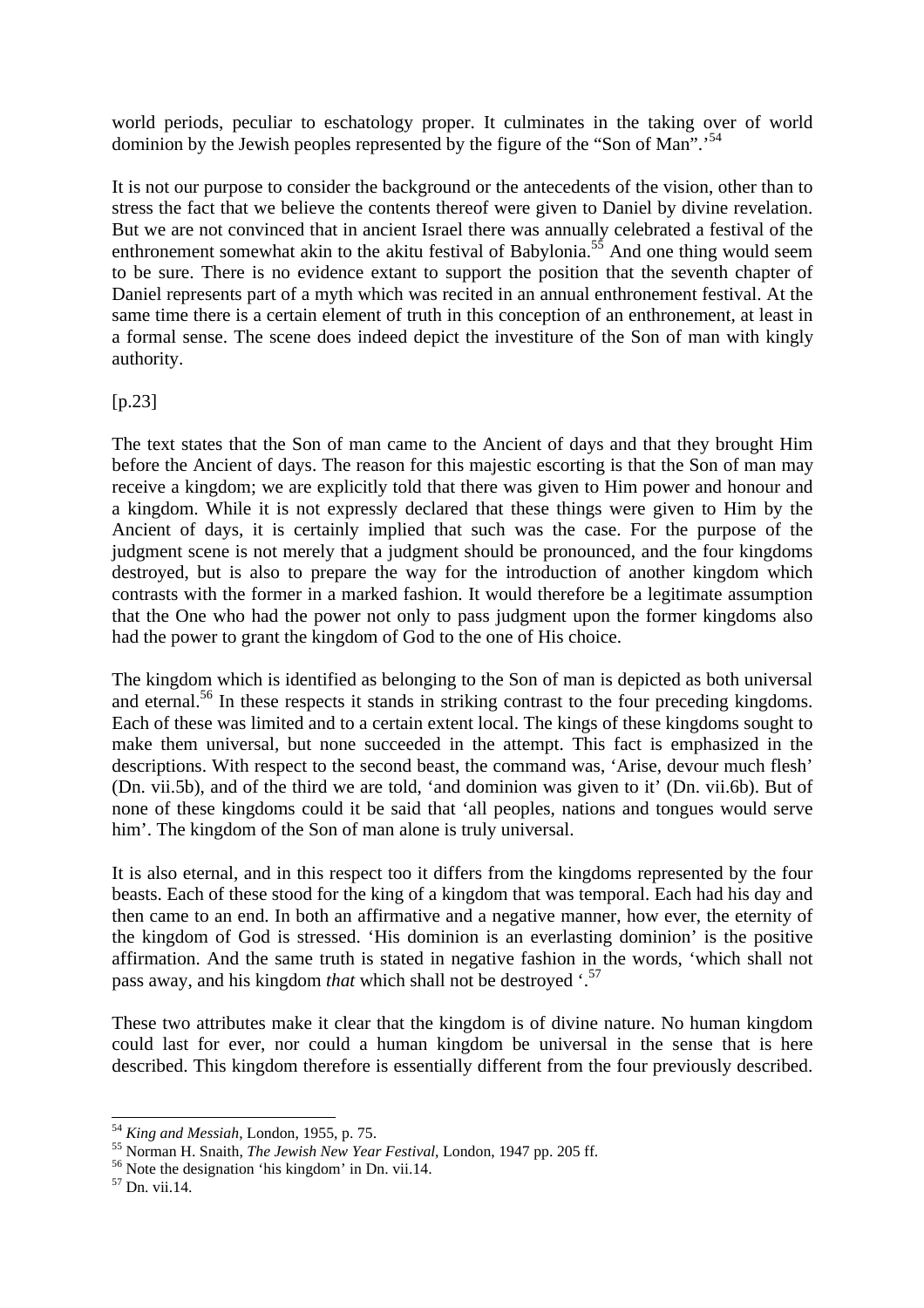world periods, peculiar to eschatology proper. It culminates in the taking over of world dominion by the Jewish peoples represented by the figure of the "Son of Man".'[54]

It is not our purpose to consider the background or the antecedents of the vision, other than to stress the fact that we believe the contents thereof were given to Daniel by divine revelation. But we are not convinced that in ancient Israel there was annually celebrated a festival of the enthronement somewhat akin to the akitu festival of Babylonia.[55] And one thing would seem to be sure. There is no evidence extant to support the position that the seventh chapter of Daniel represents part of a myth which was recited in an annual enthronement festival. At the same time there is a certain element of truth in this conception of an enthronement, at least in a formal sense. The scene does indeed depict the investiture of the Son of man with kingly authority.

[p.23]

The text states that the Son of man came to the Ancient of days and that they brought Him before the Ancient of days. The reason for this majestic escorting is that the Son of man may receive a kingdom; we are explicitly told that there was given to Him power and honour and a kingdom. While it is not expressly declared that these things were given to Him by the Ancient of days, it is certainly implied that such was the case. For the purpose of the judgment scene is not merely that a judgment should be pronounced, and the four kingdoms destroyed, but is also to prepare the way for the introduction of another kingdom which contrasts with the former in a marked fashion. It would therefore be a legitimate assumption that the One who had the power not only to pass judgment upon the former kingdoms also had the power to grant the kingdom of God to the one of His choice.

The kingdom which is identified as belonging to the Son of man is depicted as both universal and eternal.[56] In these respects it stands in striking contrast to the four preceding kingdoms. Each of these was limited and to a certain extent local. The kings of these kingdoms sought to make them universal, but none succeeded in the attempt. This fact is emphasized in the descriptions. With respect to the second beast, the command was, 'Arise, devour much flesh' (Dn. vii.5b), and of the third we are told, 'and dominion was given to it' (Dn. vii.6b). But of none of these kingdoms could it be said that 'all peoples, nations and tongues would serve him'. The kingdom of the Son of man alone is truly universal.

It is also eternal, and in this respect too it differs from the kingdoms represented by the four beasts. Each of these stood for the king of a kingdom that was temporal. Each had his day and then came to an end. In both an affirmative and a negative manner, how ever, the eternity of the kingdom of God is stressed. 'His dominion is an everlasting dominion' is the positive affirmation. And the same truth is stated in negative fashion in the words, 'which shall not pass away, and his kingdom *that* which shall not be destroyed '.[57]

These two attributes make it clear that the kingdom is of divine nature. No human kingdom could last for ever, nor could a human kingdom be universal in the sense that is here described. This kingdom therefore is essentially different from the four previously described.

---

[54] *King and Messiah*, London, 1955, p. 75.

[55] Norman H. Snaith, *The Jewish New Year Festival*, London, 1947 pp. 205 ff.

[56] Note the designation 'his kingdom' in Dn. vii.14.

[57] Dn. vii.14.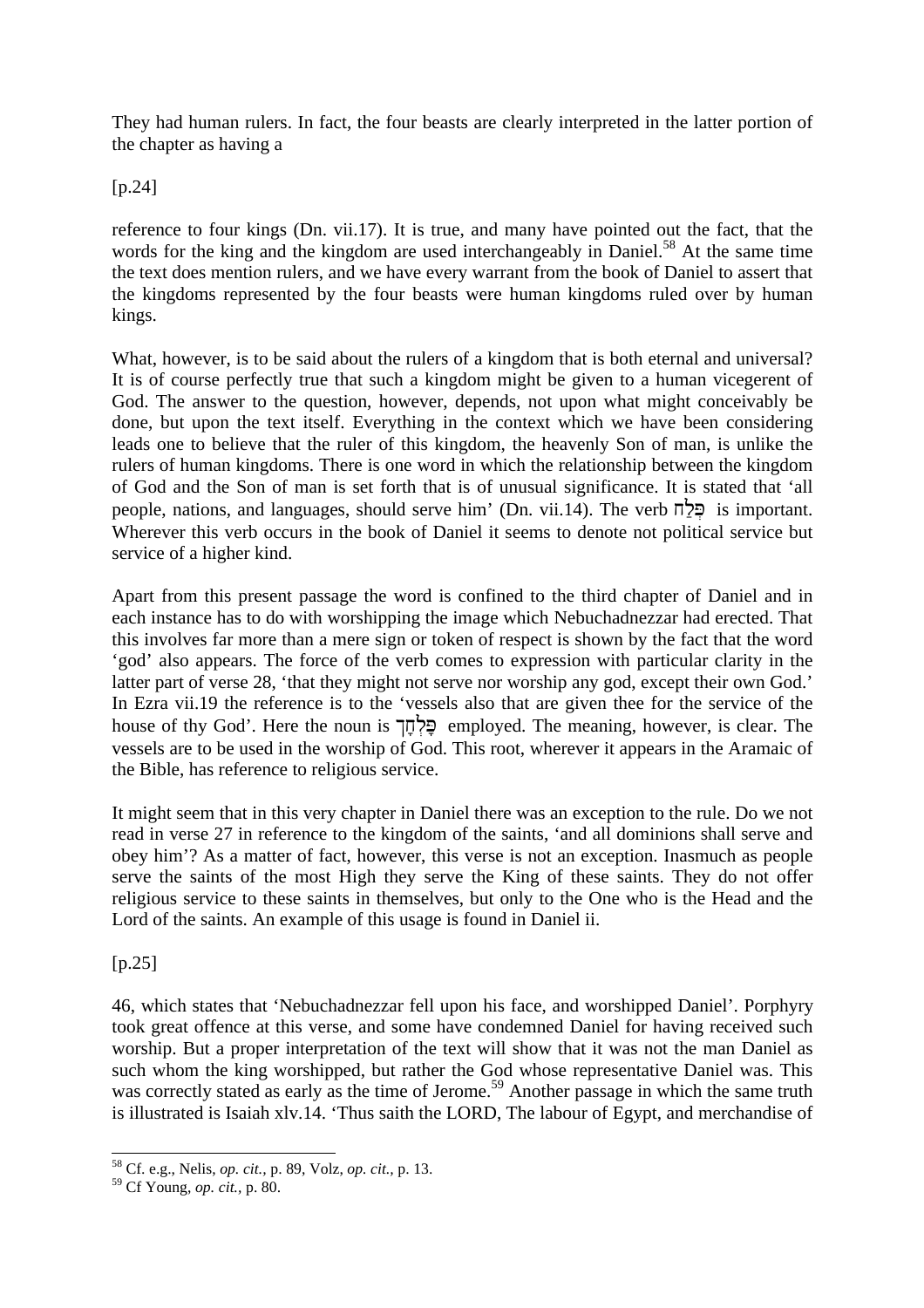They had human rulers. In fact, the four beasts are clearly interpreted in the latter portion of the chapter as having a

[p.24]

reference to four kings (Dn. vii.17). It is true, and many have pointed out the fact, that the words for the king and the kingdom are used interchangeably in Daniel.[58] At the same time the text does mention rulers, and we have every warrant from the book of Daniel to assert that the kingdoms represented by the four beasts were human kingdoms ruled over by human kings.

What, however, is to be said about the rulers of a kingdom that is both eternal and universal? It is of course perfectly true that such a kingdom might be given to a human vicegerent of God. The answer to the question, however, depends, not upon what might conceivably be done, but upon the text itself. Everything in the context which we have been considering leads one to believe that the ruler of this kingdom, the heavenly Son of man, is unlike the rulers of human kingdoms. There is one word in which the relationship between the kingdom of God and the Son of man is set forth that is of unusual significance. It is stated that 'all people, nations, and languages, should serve him' (Dn. vii.14). The verb פְּלַח is important. Wherever this verb occurs in the book of Daniel it seems to denote not political service but service of a higher kind.

Apart from this present passage the word is confined to the third chapter of Daniel and in each instance has to do with worshipping the image which Nebuchadnezzar had erected. That this involves far more than a mere sign or token of respect is shown by the fact that the word 'god' also appears. The force of the verb comes to expression with particular clarity in the latter part of verse 28, 'that they might not serve nor worship any god, except their own God.' In Ezra vii.19 the reference is to the 'vessels also that are given thee for the service of the house of thy God'. Here the noun is פָּלְחָן employed. The meaning, however, is clear. The vessels are to be used in the worship of God. This root, wherever it appears in the Aramaic of the Bible, has reference to religious service.

It might seem that in this very chapter in Daniel there was an exception to the rule. Do we not read in verse 27 in reference to the kingdom of the saints, 'and all dominions shall serve and obey him'? As a matter of fact, however, this verse is not an exception. Inasmuch as people serve the saints of the most High they serve the King of these saints. They do not offer religious service to these saints in themselves, but only to the One who is the Head and the Lord of the saints. An example of this usage is found in Daniel ii.

[p.25]

46, which states that 'Nebuchadnezzar fell upon his face, and worshipped Daniel'. Porphyry took great offence at this verse, and some have condemned Daniel for having received such worship. But a proper interpretation of the text will show that it was not the man Daniel as such whom the king worshipped, but rather the God whose representative Daniel was. This was correctly stated as early as the time of Jerome.[59] Another passage in which the same truth is illustrated is Isaiah xlv.14. 'Thus saith the LORD, The labour of Egypt, and merchandise of

---

[58] Cf. e.g., Nelis, *op. cit.*, p. 89, Volz, *op. cit.*, p. 13.

[59] Cf Young, *op. cit.*, p. 80.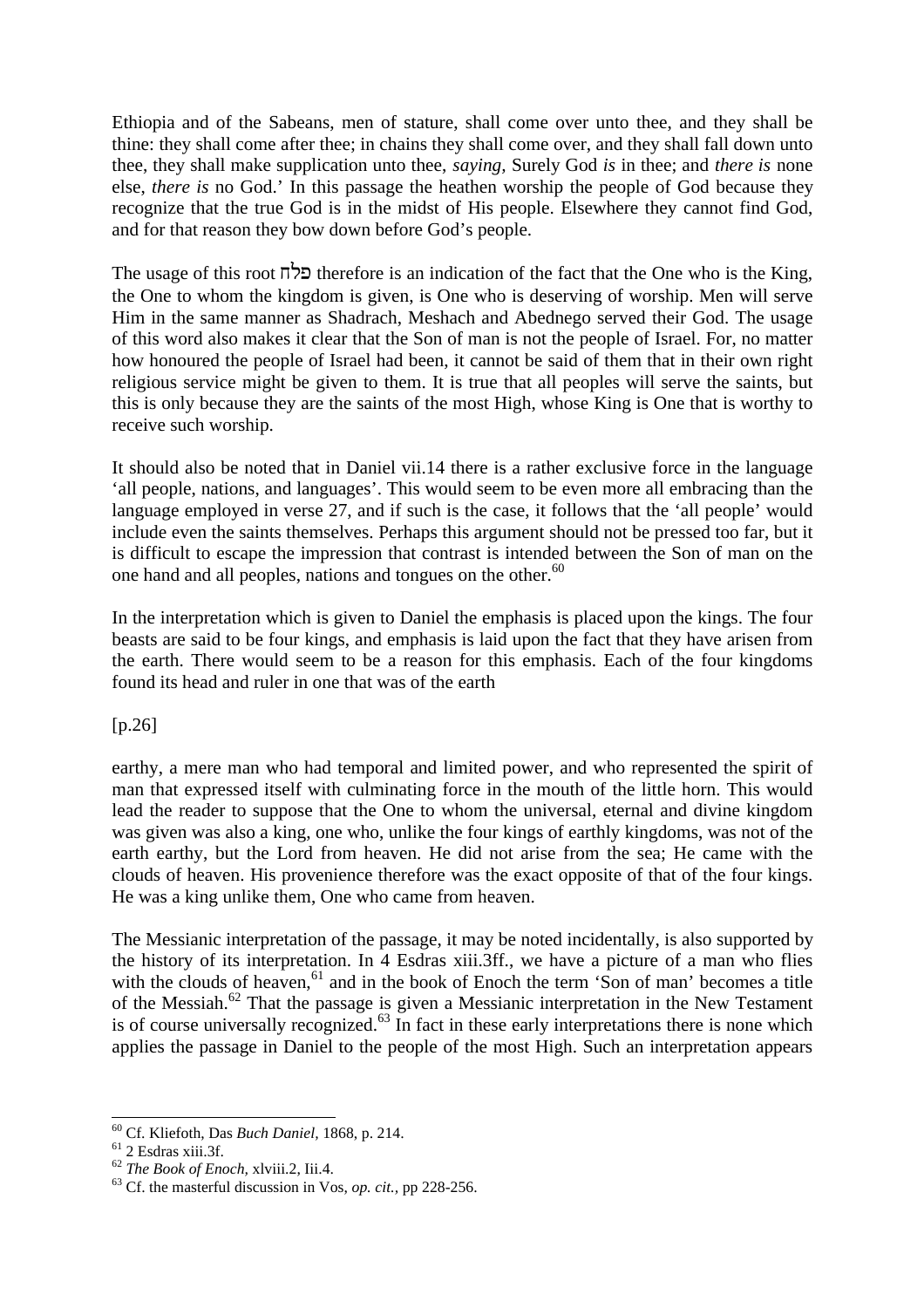Ethiopia and of the Sabeans, men of stature, shall come over unto thee, and they shall be thine: they shall come after thee; in chains they shall come over, and they shall fall down unto thee, they shall make supplication unto thee, *saying,* Surely God *is* in thee; and *there is* none else, *there is* no God.' In this passage the heathen worship the people of God because they recognize that the true God is in the midst of His people. Elsewhere they cannot find God, and for that reason they bow down before God's people.

The usage of this root פלח therefore is an indication of the fact that the One who is the King, the One to whom the kingdom is given, is One who is deserving of worship. Men will serve Him in the same manner as Shadrach, Meshach and Abednego served their God. The usage of this word also makes it clear that the Son of man is not the people of Israel. For, no matter how honoured the people of Israel had been, it cannot be said of them that in their own right religious service might be given to them. It is true that all peoples will serve the saints, but this is only because they are the saints of the most High, whose King is One that is worthy to receive such worship.

It should also be noted that in Daniel vii.14 there is a rather exclusive force in the language 'all people, nations, and languages'. This would seem to be even more all embracing than the language employed in verse 27, and if such is the case, it follows that the 'all people' would include even the saints themselves. Perhaps this argument should not be pressed too far, but it is difficult to escape the impression that contrast is intended between the Son of man on the one hand and all peoples, nations and tongues on the other.[60]

In the interpretation which is given to Daniel the emphasis is placed upon the kings. The four beasts are said to be four kings, and emphasis is laid upon the fact that they have arisen from the earth. There would seem to be a reason for this emphasis. Each of the four kingdoms found its head and ruler in one that was of the earth

[p.26]

earthy, a mere man who had temporal and limited power, and who represented the spirit of man that expressed itself with culminating force in the mouth of the little horn. This would lead the reader to suppose that the One to whom the universal, eternal and divine kingdom was given was also a king, one who, unlike the four kings of earthly kingdoms, was not of the earth earthy, but the Lord from heaven. He did not arise from the sea; He came with the clouds of heaven. His provenience therefore was the exact opposite of that of the four kings. He was a king unlike them, One who came from heaven.

The Messianic interpretation of the passage, it may be noted incidentally, is also supported by the history of its interpretation. In 4 Esdras xiii.3ff., we have a picture of a man who flies with the clouds of heaven,[61] and in the book of Enoch the term 'Son of man' becomes a title of the Messiah.[62] That the passage is given a Messianic interpretation in the New Testament is of course universally recognized.[63] In fact in these early interpretations there is none which applies the passage in Daniel to the people of the most High. Such an interpretation appears

---

[60] Cf. Kliefoth, Das *Buch Daniel,* 1868, p. 214.

[61] 2 Esdras xiii.3f.

[62] *The Book of Enoch,* xlviii.2, Iii.4.

[63] Cf. the masterful discussion in Vos, *op. cit.,* pp 228-256.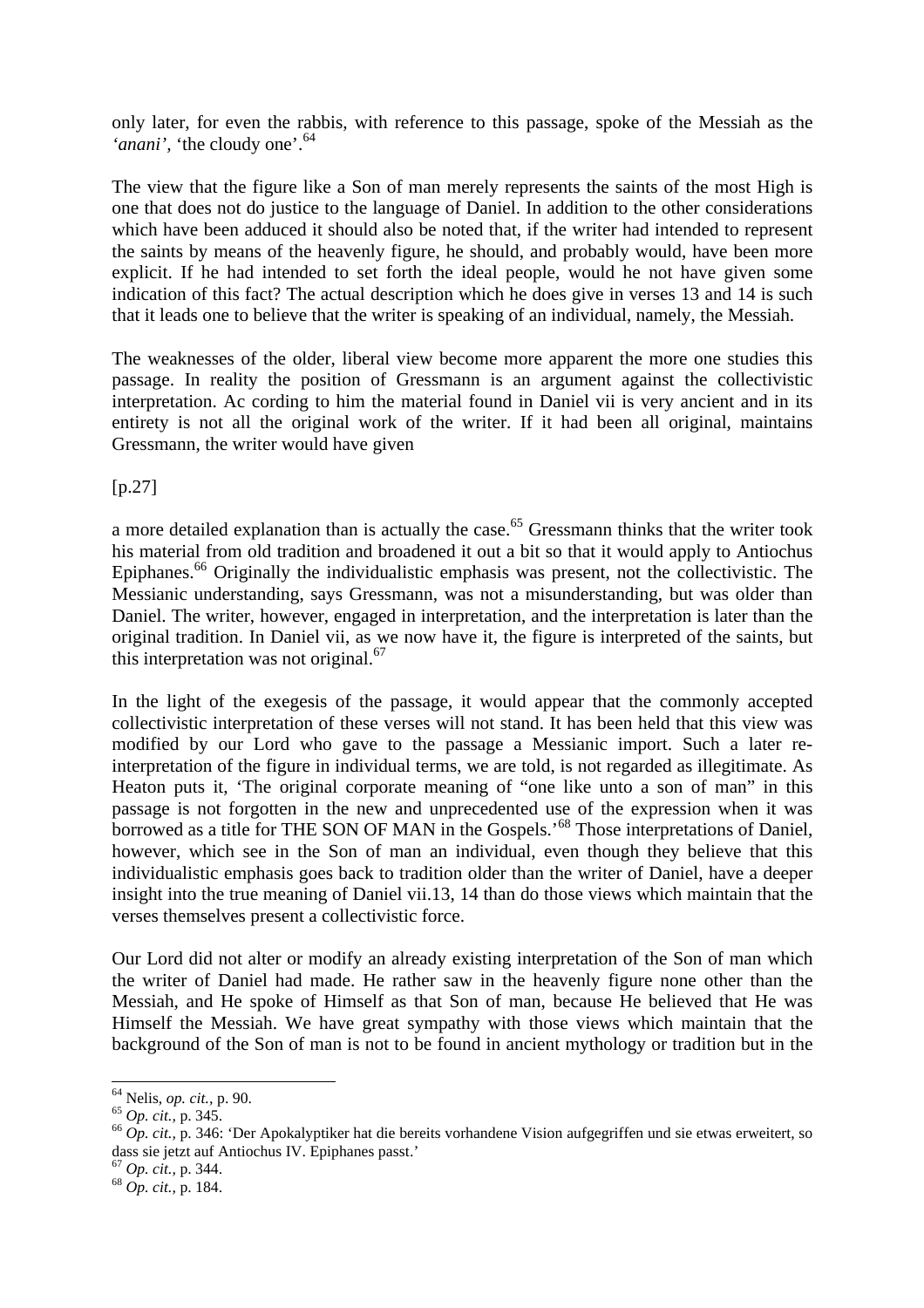only later, for even the rabbis, with reference to this passage, spoke of the Messiah as the *'anani'*, 'the cloudy one'.[64]

The view that the figure like a Son of man merely represents the saints of the most High is one that does not do justice to the language of Daniel. In addition to the other considerations which have been adduced it should also be noted that, if the writer had intended to represent the saints by means of the heavenly figure, he should, and probably would, have been more explicit. If he had intended to set forth the ideal people, would he not have given some indication of this fact? The actual description which he does give in verses 13 and 14 is such that it leads one to believe that the writer is speaking of an individual, namely, the Messiah.

The weaknesses of the older, liberal view become more apparent the more one studies this passage. In reality the position of Gressmann is an argument against the collectivistic interpretation. Ac cording to him the material found in Daniel vii is very ancient and in its entirety is not all the original work of the writer. If it had been all original, maintains Gressmann, the writer would have given

[p.27]

a more detailed explanation than is actually the case.[65] Gressmann thinks that the writer took his material from old tradition and broadened it out a bit so that it would apply to Antiochus Epiphanes.[66] Originally the individualistic emphasis was present, not the collectivistic. The Messianic understanding, says Gressmann, was not a misunderstanding, but was older than Daniel. The writer, however, engaged in interpretation, and the interpretation is later than the original tradition. In Daniel vii, as we now have it, the figure is interpreted of the saints, but this interpretation was not original.[67]

In the light of the exegesis of the passage, it would appear that the commonly accepted collectivistic interpretation of these verses will not stand. It has been held that this view was modified by our Lord who gave to the passage a Messianic import. Such a later re-interpretation of the figure in individual terms, we are told, is not regarded as illegitimate. As Heaton puts it, 'The original corporate meaning of "one like unto a son of man" in this passage is not forgotten in the new and unprecedented use of the expression when it was borrowed as a title for THE SON OF MAN in the Gospels.'[68] Those interpretations of Daniel, however, which see in the Son of man an individual, even though they believe that this individualistic emphasis goes back to tradition older than the writer of Daniel, have a deeper insight into the true meaning of Daniel vii.13, 14 than do those views which maintain that the verses themselves present a collectivistic force.

Our Lord did not alter or modify an already existing interpretation of the Son of man which the writer of Daniel had made. He rather saw in the heavenly figure none other than the Messiah, and He spoke of Himself as that Son of man, because He believed that He was Himself the Messiah. We have great sympathy with those views which maintain that the background of the Son of man is not to be found in ancient mythology or tradition but in the

---

[64] Nelis, *op. cit.*, p. 90.

[65] *Op. cit.*, p. 345.

[66] *Op. cit.*, p. 346: 'Der Apokalyptiker hat die bereits vorhandene Vision aufgegriffen und sie etwas erweitert, so dass sie jetzt auf Antiochus IV. Epiphanes passt.'

[67] *Op. cit.*, p. 344.

[68] *Op. cit.*, p. 184.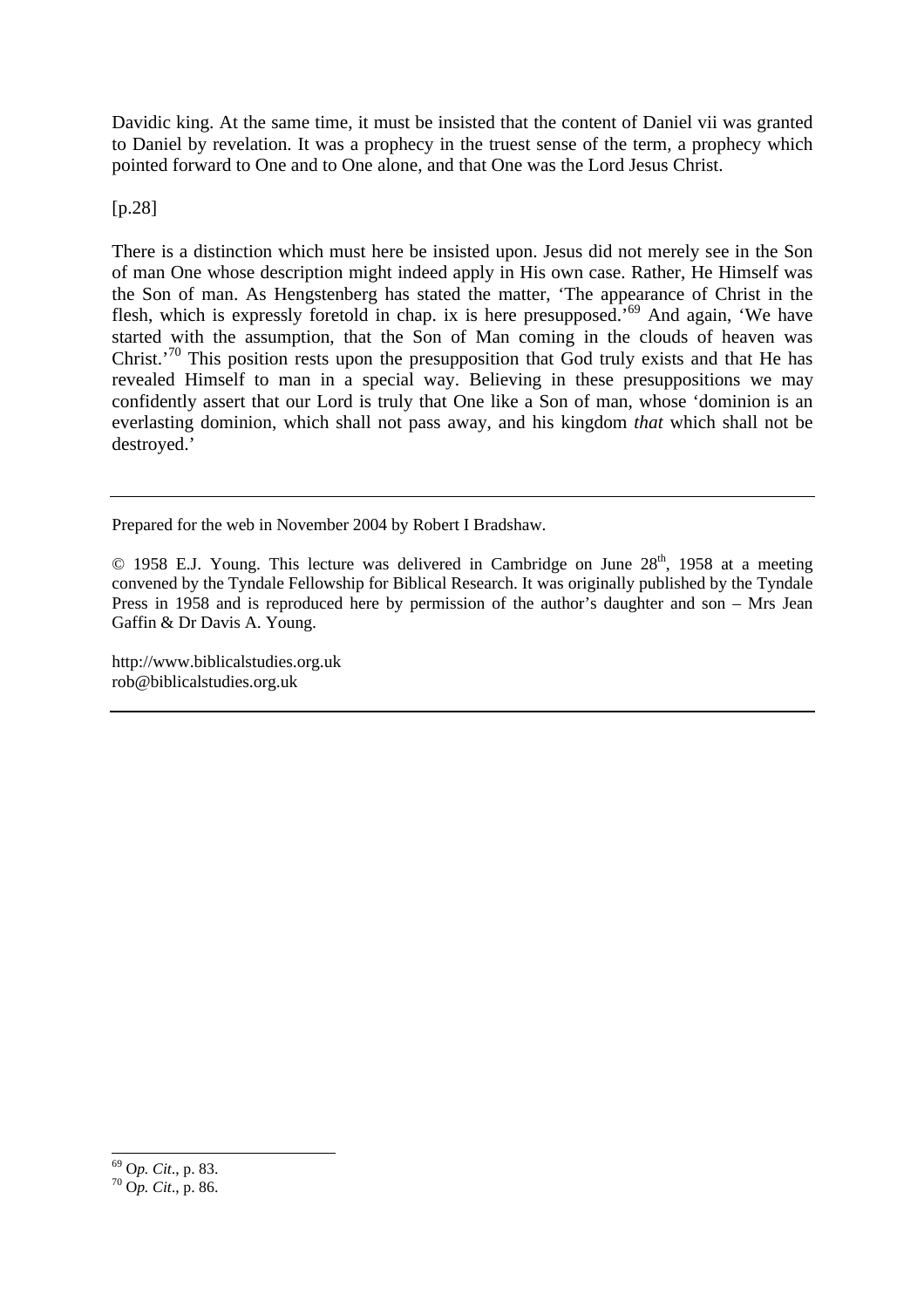Davidic king. At the same time, it must be insisted that the content of Daniel vii was granted to Daniel by revelation. It was a prophecy in the truest sense of the term, a prophecy which pointed forward to One and to One alone, and that One was the Lord Jesus Christ.

[p.28]

There is a distinction which must here be insisted upon. Jesus did not merely see in the Son of man One whose description might indeed apply in His own case. Rather, He Himself was the Son of man. As Hengstenberg has stated the matter, 'The appearance of Christ in the flesh, which is expressly foretold in chap. ix is here presupposed.'[69] And again, 'We have started with the assumption, that the Son of Man coming in the clouds of heaven was Christ.'[70] This position rests upon the presupposition that God truly exists and that He has revealed Himself to man in a special way. Believing in these presuppositions we may confidently assert that our Lord is truly that One like a Son of man, whose 'dominion is an everlasting dominion, which shall not pass away, and his kingdom *that* which shall not be destroyed.'

---

Prepared for the web in November 2004 by Robert I Bradshaw.

© 1958 E.J. Young. This lecture was delivered in Cambridge on June 28th, 1958 at a meeting convened by the Tyndale Fellowship for Biblical Research. It was originally published by the Tyndale Press in 1958 and is reproduced here by permission of the author's daughter and son – Mrs Jean Gaffin & Dr Davis A. Young.

http://www.biblicalstudies.org.uk
rob@biblicalstudies.org.uk

---

[69] O*p. Cit*., p. 83.
[70] O*p. Cit*., p. 86.